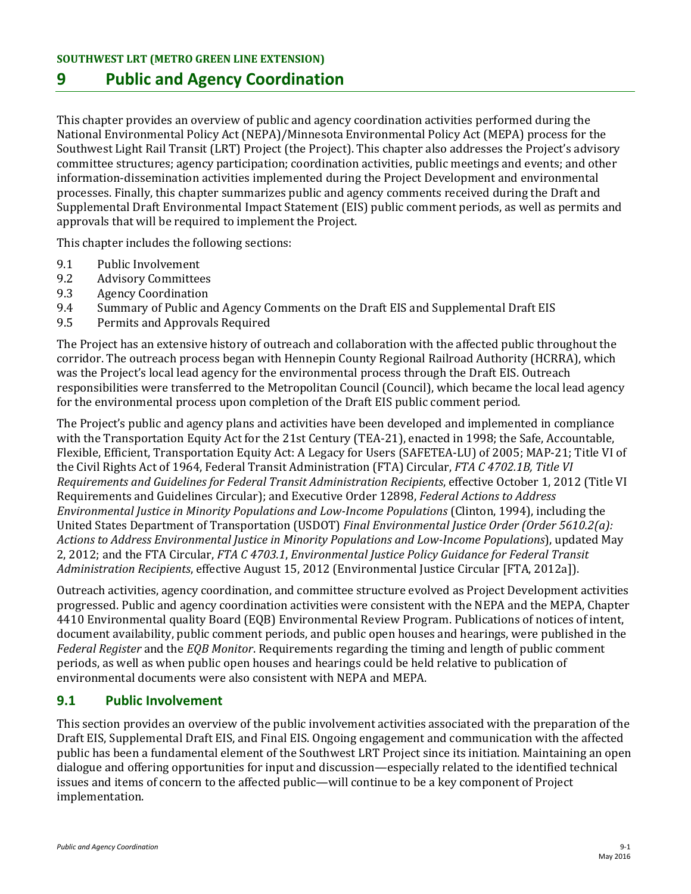# 9 Public and Agency Coordination

This chapter provides an overview of public and agency coordination activities performed during the National Environmental Policy Act (NEPA)/Minnesota Environmental Policy Act (MEPA) process for the Southwest Light Rail Transit (LRT) Project (the Project). This chapter also addresses the Project's advisory committee structures; agency participation; coordination activities, public meetings and events; and other information-dissemination activities implemented during the Project Development and environmental processes. Finally, this chapter summarizes public and agency comments received during the Draft and Supplemental Draft Environmental Impact Statement (EIS) public comment periods, as well as permits and approvals that will be required to implement the Project.

This chapter includes the following sections:

- 9.1 Public Involvement
- 9.2 Advisory Committees
- 9.3 Agency Coordination
- 9.4 Summary of Public and Agency Comments on the Draft EIS and Supplemental Draft EIS
- 9.5 Permits and Approvals Required

The Project has an extensive history of outreach and collaboration with the affected public throughout the corridor. The outreach process began with Hennepin County Regional Railroad Authority (HCRRA), which was the Project's local lead agency for the environmental process through the Draft EIS. Outreach responsibilities were transferred to the Metropolitan Council (Council), which became the local lead agency for the environmental process upon completion of the Draft EIS public comment period.

The Project's public and agency plans and activities have been developed and implemented in compliance with the Transportation Equity Act for the 21st Century (TEA-21), enacted in 1998; the Safe, Accountable, Flexible, Efficient, Transportation Equity Act: A Legacy for Users (SAFETEA-LU) of 2005; MAP-21; Title VI of the Civil Rights Act of 1964, Federal Transit Administration (FTA) Circular, *FTA C 4702.1B, Title VI Requirements and Guidelines for Federal Transit Administration Recipients*, effective October 1, 2012 (Title VI Requirements and Guidelines Circular); and Executive Order 12898, *Federal Actions to Address Environmental Justice in Minority Populations and Low-Income Populations* (Clinton, 1994), including the United States Department of Transportation (USDOT) *Final Environmental Justice Order (Order 5610.2(a): Actions to Address Environmental Justice in Minority Populations and Low-Income Populations*), updated May 2, 2012; and the FTA Circular, *FTA C 4703.1*, *Environmental Justice Policy Guidance for Federal Transit Administration Recipients*, effective August 15, 2012 (Environmental Justice Circular [FTA, 2012a]).

Outreach activities, agency coordination, and committee structure evolved as Project Development activities progressed. Public and agency coordination activities were consistent with the NEPA and the MEPA, Chapter 4410 Environmental quality Board (EQB) Environmental Review Program. Publications of notices of intent, document availability, public comment periods, and public open houses and hearings, were published in the *Federal Register* and the *EQB Monitor*. Requirements regarding the timing and length of public comment periods, as well as when public open houses and hearings could be held relative to publication of environmental documents were also consistent with NEPA and MEPA.

## 9.1 Public Involvement

This section provides an overview of the public involvement activities associated with the preparation of the Draft EIS, Supplemental Draft EIS, and Final EIS. Ongoing engagement and communication with the affected public has been a fundamental element of the Southwest LRT Project since its initiation. Maintaining an open dialogue and offering opportunities for input and discussion—especially related to the identified technical issues and items of concern to the affected public—will continue to be a key component of Project implementation.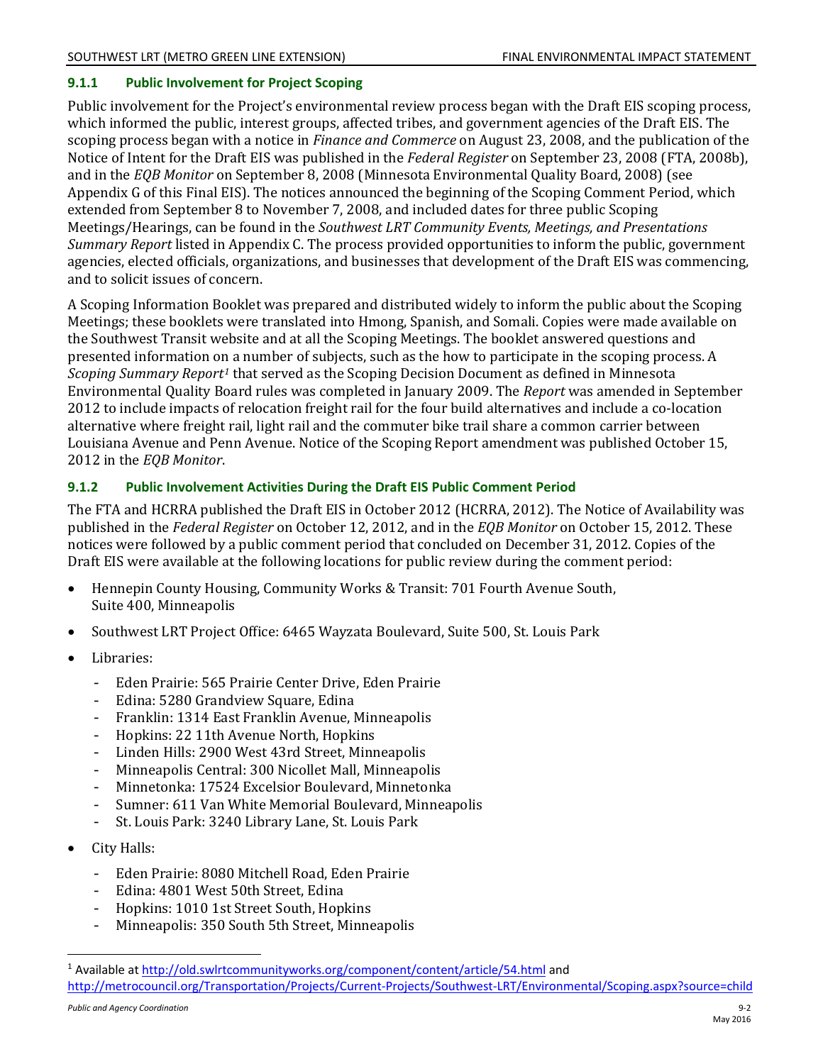### 9.1.1 Public Involvement for Project Scoping

Public involvement for the Project's environmental review process began with the Draft EIS scoping process, which informed the public, interest groups, affected tribes, and government agencies of the Draft EIS. The scoping process began with a notice in *Finance and Commerce* on August 23, 2008, and the publication of the Notice of Intent for the Draft EIS was published in the *Federal Register* on September 23, 2008 (FTA, 2008b), and in the *EQB Monitor* on September 8, 2008 (Minnesota Environmental Quality Board, 2008) (see Appendix G of this Final EIS). The notices announced the beginning of the Scoping Comment Period, which extended from September 8 to November 7, 2008, and included dates for three public Scoping Meetings/Hearings, can be found in the *Southwest LRT Community Events, Meetings, and Presentations Summary Report* listed in Appendix C. The process provided opportunities to inform the public, government agencies, elected officials, organizations, and businesses that development of the Draft EIS was commencing, and to solicit issues of concern.

A Scoping Information Booklet was prepared and distributed widely to inform the public about the Scoping Meetings; these booklets were translated into Hmong, Spanish, and Somali. Copies were made available on the Southwest Transit website and at all the Scoping Meetings. The booklet answered questions and presented information on a number of subjects, such as the how to participate in the scoping process. A *Scoping Summary Report*[1] that served as the Scoping Decision Document as defined in Minnesota Environmental Quality Board rules was completed in January 2009. The *Report* was amended in September 2012 to include impacts of relocation freight rail for the four build alternatives and include a co-location alternative where freight rail, light rail and the commuter bike trail share a common carrier between Louisiana Avenue and Penn Avenue. Notice of the Scoping Report amendment was published October 15, 2012 in the *EQB Monitor*.

### 9.1.2 Public Involvement Activities During the Draft EIS Public Comment Period

The FTA and HCRRA published the Draft EIS in October 2012 (HCRRA, 2012). The Notice of Availability was published in the *Federal Register* on October 12, 2012, and in the *EQB Monitor* on October 15, 2012. These notices were followed by a public comment period that concluded on December 31, 2012. Copies of the Draft EIS were available at the following locations for public review during the comment period:

- Hennepin County Housing, Community Works & Transit: 701 Fourth Avenue South, Suite 400, Minneapolis
- Southwest LRT Project Office: 6465 Wayzata Boulevard, Suite 500, St. Louis Park
- Libraries:
  - Eden Prairie: 565 Prairie Center Drive, Eden Prairie
  - Edina: 5280 Grandview Square, Edina
  - Franklin: 1314 East Franklin Avenue, Minneapolis
  - Hopkins: 22 11th Avenue North, Hopkins
  - Linden Hills: 2900 West 43rd Street, Minneapolis
  - Minneapolis Central: 300 Nicollet Mall, Minneapolis
  - Minnetonka: 17524 Excelsior Boulevard, Minnetonka
  - Sumner: 611 Van White Memorial Boulevard, Minneapolis
  - St. Louis Park: 3240 Library Lane, St. Louis Park
- City Halls:
  - Eden Prairie: 8080 Mitchell Road, Eden Prairie
  - Edina: 4801 West 50th Street, Edina
  - Hopkins: 1010 1st Street South, Hopkins
  - Minneapolis: 350 South 5th Street, Minneapolis

---

[1] Available at http://old.swlrtcommunityworks.org/component/content/article/54.html and http://metrocouncil.org/Transportation/Projects/Current-Projects/Southwest-LRT/Environmental/Scoping.aspx?source=child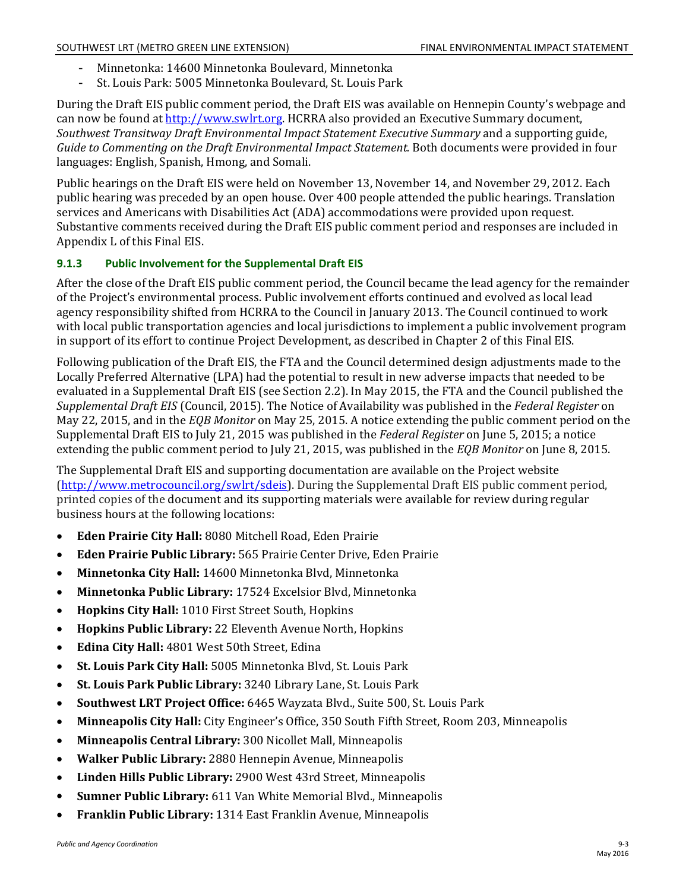- Minnetonka: 14600 Minnetonka Boulevard, Minnetonka
- St. Louis Park: 5005 Minnetonka Boulevard, St. Louis Park

During the Draft EIS public comment period, the Draft EIS was available on Hennepin County's webpage and can now be found at http://www.swlrt.org. HCRRA also provided an Executive Summary document, *Southwest Transitway Draft Environmental Impact Statement Executive Summary* and a supporting guide, *Guide to Commenting on the Draft Environmental Impact Statement.* Both documents were provided in four languages: English, Spanish, Hmong, and Somali.

Public hearings on the Draft EIS were held on November 13, November 14, and November 29, 2012. Each public hearing was preceded by an open house. Over 400 people attended the public hearings. Translation services and Americans with Disabilities Act (ADA) accommodations were provided upon request. Substantive comments received during the Draft EIS public comment period and responses are included in Appendix L of this Final EIS.

### 9.1.3 Public Involvement for the Supplemental Draft EIS

After the close of the Draft EIS public comment period, the Council became the lead agency for the remainder of the Project's environmental process. Public involvement efforts continued and evolved as local lead agency responsibility shifted from HCRRA to the Council in January 2013. The Council continued to work with local public transportation agencies and local jurisdictions to implement a public involvement program in support of its effort to continue Project Development, as described in Chapter 2 of this Final EIS.

Following publication of the Draft EIS, the FTA and the Council determined design adjustments made to the Locally Preferred Alternative (LPA) had the potential to result in new adverse impacts that needed to be evaluated in a Supplemental Draft EIS (see Section 2.2). In May 2015, the FTA and the Council published the *Supplemental Draft EIS* (Council, 2015). The Notice of Availability was published in the *Federal Register* on May 22, 2015, and in the *EQB Monitor* on May 25, 2015. A notice extending the public comment period on the Supplemental Draft EIS to July 21, 2015 was published in the *Federal Register* on June 5, 2015; a notice extending the public comment period to July 21, 2015, was published in the *EQB Monitor* on June 8, 2015.

The Supplemental Draft EIS and supporting documentation are available on the Project website (http://www.metrocouncil.org/swlrt/sdeis). During the Supplemental Draft EIS public comment period, printed copies of the document and its supporting materials were available for review during regular business hours at the following locations:

- **Eden Prairie City Hall:** 8080 Mitchell Road, Eden Prairie
- **Eden Prairie Public Library:** 565 Prairie Center Drive, Eden Prairie
- **Minnetonka City Hall:** 14600 Minnetonka Blvd, Minnetonka
- **Minnetonka Public Library:** 17524 Excelsior Blvd, Minnetonka
- **Hopkins City Hall:** 1010 First Street South, Hopkins
- **Hopkins Public Library:** 22 Eleventh Avenue North, Hopkins
- **Edina City Hall:** 4801 West 50th Street, Edina
- **St. Louis Park City Hall:** 5005 Minnetonka Blvd, St. Louis Park
- **St. Louis Park Public Library:** 3240 Library Lane, St. Louis Park
- **Southwest LRT Project Office:** 6465 Wayzata Blvd., Suite 500, St. Louis Park
- **Minneapolis City Hall:** City Engineer's Office, 350 South Fifth Street, Room 203, Minneapolis
- **Minneapolis Central Library:** 300 Nicollet Mall, Minneapolis
- **Walker Public Library:** 2880 Hennepin Avenue, Minneapolis
- **Linden Hills Public Library:** 2900 West 43rd Street, Minneapolis
- **Sumner Public Library:** 611 Van White Memorial Blvd., Minneapolis
- **Franklin Public Library:** 1314 East Franklin Avenue, Minneapolis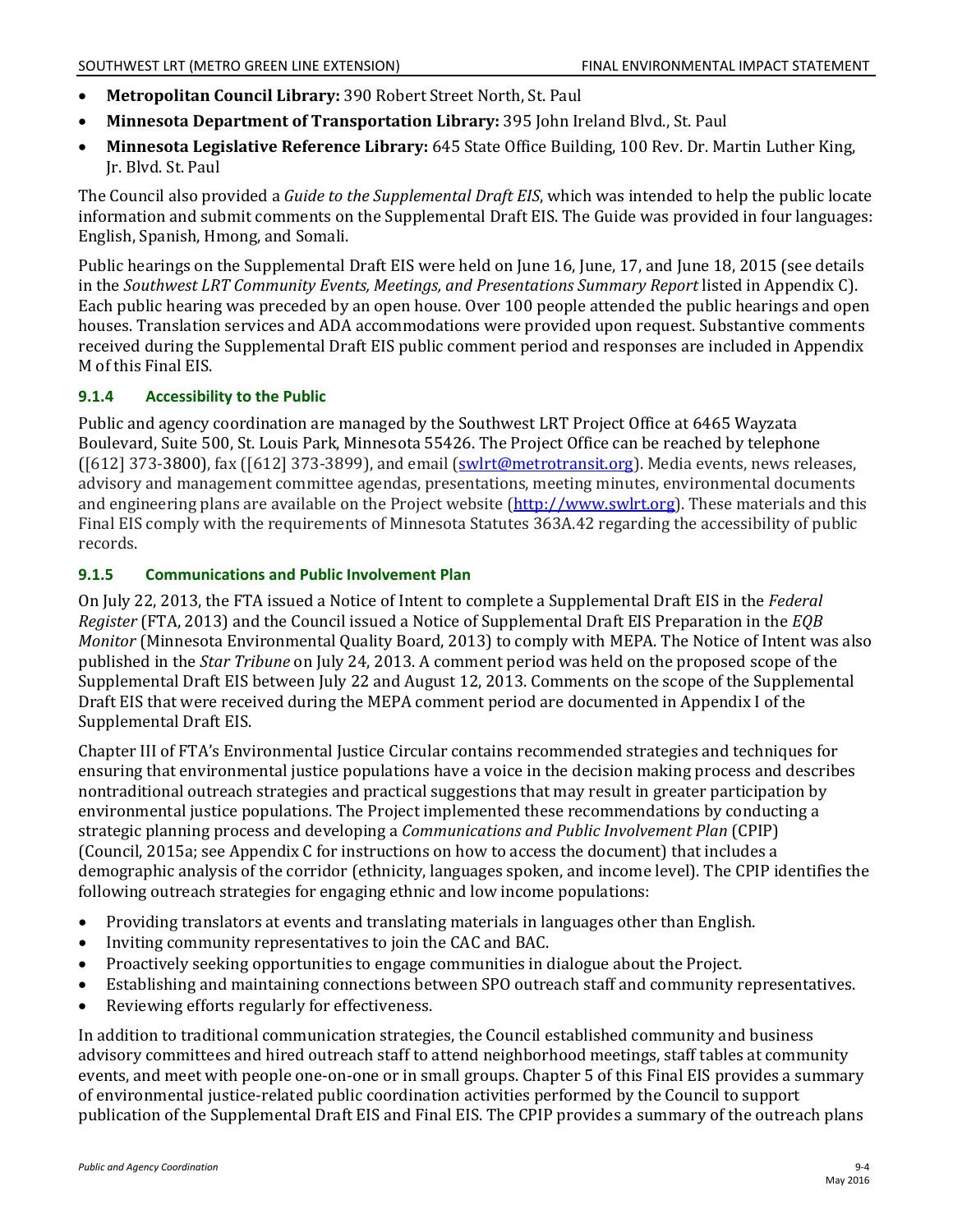- **Metropolitan Council Library:** 390 Robert Street North, St. Paul
- **Minnesota Department of Transportation Library:** 395 John Ireland Blvd., St. Paul
- **Minnesota Legislative Reference Library:** 645 State Office Building, 100 Rev. Dr. Martin Luther King, Jr. Blvd. St. Paul

The Council also provided a *Guide to the Supplemental Draft EIS*, which was intended to help the public locate information and submit comments on the Supplemental Draft EIS. The Guide was provided in four languages: English, Spanish, Hmong, and Somali.

Public hearings on the Supplemental Draft EIS were held on June 16, June, 17, and June 18, 2015 (see details in the *Southwest LRT Community Events, Meetings, and Presentations Summary Report* listed in Appendix C). Each public hearing was preceded by an open house. Over 100 people attended the public hearings and open houses. Translation services and ADA accommodations were provided upon request. Substantive comments received during the Supplemental Draft EIS public comment period and responses are included in Appendix M of this Final EIS.

### 9.1.4 Accessibility to the Public

Public and agency coordination are managed by the Southwest LRT Project Office at 6465 Wayzata Boulevard, Suite 500, St. Louis Park, Minnesota 55426. The Project Office can be reached by telephone ([612] 373-3800), fax ([612] 373-3899), and email (swlrt@metrotransit.org). Media events, news releases, advisory and management committee agendas, presentations, meeting minutes, environmental documents and engineering plans are available on the Project website (http://www.swlrt.org). These materials and this Final EIS comply with the requirements of Minnesota Statutes 363A.42 regarding the accessibility of public records.

### 9.1.5 Communications and Public Involvement Plan

On July 22, 2013, the FTA issued a Notice of Intent to complete a Supplemental Draft EIS in the *Federal Register* (FTA, 2013) and the Council issued a Notice of Supplemental Draft EIS Preparation in the *EQB Monitor* (Minnesota Environmental Quality Board, 2013) to comply with MEPA. The Notice of Intent was also published in the *Star Tribune* on July 24, 2013. A comment period was held on the proposed scope of the Supplemental Draft EIS between July 22 and August 12, 2013. Comments on the scope of the Supplemental Draft EIS that were received during the MEPA comment period are documented in Appendix I of the Supplemental Draft EIS.

Chapter III of FTA's Environmental Justice Circular contains recommended strategies and techniques for ensuring that environmental justice populations have a voice in the decision making process and describes nontraditional outreach strategies and practical suggestions that may result in greater participation by environmental justice populations. The Project implemented these recommendations by conducting a strategic planning process and developing a *Communications and Public Involvement Plan* (CPIP) (Council, 2015a; see Appendix C for instructions on how to access the document) that includes a demographic analysis of the corridor (ethnicity, languages spoken, and income level). The CPIP identifies the following outreach strategies for engaging ethnic and low income populations:

- Providing translators at events and translating materials in languages other than English.
- Inviting community representatives to join the CAC and BAC.
- Proactively seeking opportunities to engage communities in dialogue about the Project.
- Establishing and maintaining connections between SPO outreach staff and community representatives.
- Reviewing efforts regularly for effectiveness.

In addition to traditional communication strategies, the Council established community and business advisory committees and hired outreach staff to attend neighborhood meetings, staff tables at community events, and meet with people one-on-one or in small groups. Chapter 5 of this Final EIS provides a summary of environmental justice-related public coordination activities performed by the Council to support publication of the Supplemental Draft EIS and Final EIS. The CPIP provides a summary of the outreach plans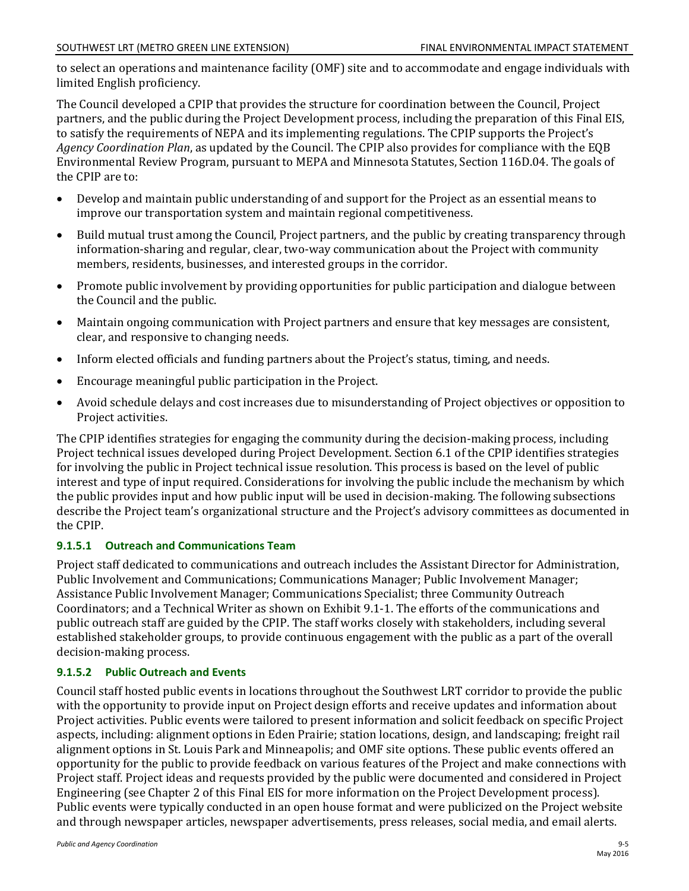to select an operations and maintenance facility (OMF) site and to accommodate and engage individuals with limited English proficiency.

The Council developed a CPIP that provides the structure for coordination between the Council, Project partners, and the public during the Project Development process, including the preparation of this Final EIS, to satisfy the requirements of NEPA and its implementing regulations. The CPIP supports the Project's *Agency Coordination Plan*, as updated by the Council. The CPIP also provides for compliance with the EQB Environmental Review Program, pursuant to MEPA and Minnesota Statutes, Section 116D.04. The goals of the CPIP are to:

- Develop and maintain public understanding of and support for the Project as an essential means to improve our transportation system and maintain regional competitiveness.
- Build mutual trust among the Council, Project partners, and the public by creating transparency through information-sharing and regular, clear, two-way communication about the Project with community members, residents, businesses, and interested groups in the corridor.
- Promote public involvement by providing opportunities for public participation and dialogue between the Council and the public.
- Maintain ongoing communication with Project partners and ensure that key messages are consistent, clear, and responsive to changing needs.
- Inform elected officials and funding partners about the Project's status, timing, and needs.
- Encourage meaningful public participation in the Project.
- Avoid schedule delays and cost increases due to misunderstanding of Project objectives or opposition to Project activities.

The CPIP identifies strategies for engaging the community during the decision-making process, including Project technical issues developed during Project Development. Section 6.1 of the CPIP identifies strategies for involving the public in Project technical issue resolution. This process is based on the level of public interest and type of input required. Considerations for involving the public include the mechanism by which the public provides input and how public input will be used in decision-making. The following subsections describe the Project team's organizational structure and the Project's advisory committees as documented in the CPIP.

#### 9.1.5.1 Outreach and Communications Team

Project staff dedicated to communications and outreach includes the Assistant Director for Administration, Public Involvement and Communications; Communications Manager; Public Involvement Manager; Assistance Public Involvement Manager; Communications Specialist; three Community Outreach Coordinators; and a Technical Writer as shown on Exhibit 9.1-1. The efforts of the communications and public outreach staff are guided by the CPIP. The staff works closely with stakeholders, including several established stakeholder groups, to provide continuous engagement with the public as a part of the overall decision-making process.

#### 9.1.5.2 Public Outreach and Events

Council staff hosted public events in locations throughout the Southwest LRT corridor to provide the public with the opportunity to provide input on Project design efforts and receive updates and information about Project activities. Public events were tailored to present information and solicit feedback on specific Project aspects, including: alignment options in Eden Prairie; station locations, design, and landscaping; freight rail alignment options in St. Louis Park and Minneapolis; and OMF site options. These public events offered an opportunity for the public to provide feedback on various features of the Project and make connections with Project staff. Project ideas and requests provided by the public were documented and considered in Project Engineering (see Chapter 2 of this Final EIS for more information on the Project Development process). Public events were typically conducted in an open house format and were publicized on the Project website and through newspaper articles, newspaper advertisements, press releases, social media, and email alerts.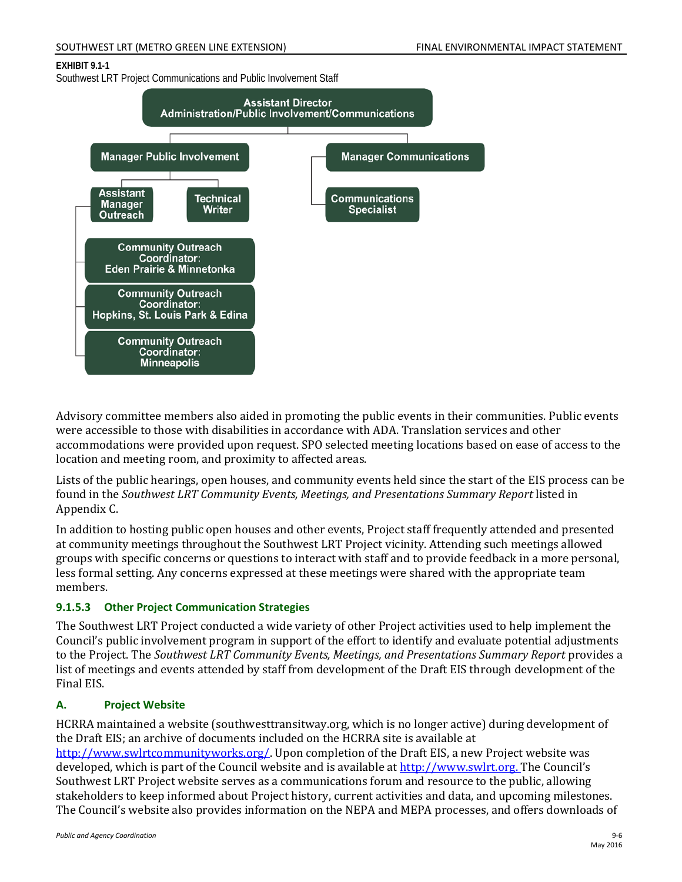**EXHIBIT 9.1-1**

Southwest LRT Project Communications and Public Involvement Staff

- Assistant Director Administration/Public Involvement/Communications
  - Manager Public Involvement
    - Assistant Manager Outreach
      - Community Outreach Coordinator: Eden Prairie & Minnetonka
      - Community Outreach Coordinator: Hopkins, St. Louis Park & Edina
      - Community Outreach Coordinator: Minneapolis
    - Technical Writer
  - Manager Communications
    - Communications Specialist

Advisory committee members also aided in promoting the public events in their communities. Public events were accessible to those with disabilities in accordance with ADA. Translation services and other accommodations were provided upon request. SPO selected meeting locations based on ease of access to the location and meeting room, and proximity to affected areas.

Lists of the public hearings, open houses, and community events held since the start of the EIS process can be found in the *Southwest LRT Community Events, Meetings, and Presentations Summary Report* listed in Appendix C.

In addition to hosting public open houses and other events, Project staff frequently attended and presented at community meetings throughout the Southwest LRT Project vicinity. Attending such meetings allowed groups with specific concerns or questions to interact with staff and to provide feedback in a more personal, less formal setting. Any concerns expressed at these meetings were shared with the appropriate team members.

### 9.1.5.3 Other Project Communication Strategies

The Southwest LRT Project conducted a wide variety of other Project activities used to help implement the Council's public involvement program in support of the effort to identify and evaluate potential adjustments to the Project. The *Southwest LRT Community Events, Meetings, and Presentations Summary Report* provides a list of meetings and events attended by staff from development of the Draft EIS through development of the Final EIS.

#### A. Project Website

HCRRA maintained a website (southwesttransitway.org, which is no longer active) during development of the Draft EIS; an archive of documents included on the HCRRA site is available at http://www.swlrtcommunityworks.org/. Upon completion of the Draft EIS, a new Project website was developed, which is part of the Council website and is available at http://www.swlrt.org. The Council's Southwest LRT Project website serves as a communications forum and resource to the public, allowing stakeholders to keep informed about Project history, current activities and data, and upcoming milestones. The Council's website also provides information on the NEPA and MEPA processes, and offers downloads of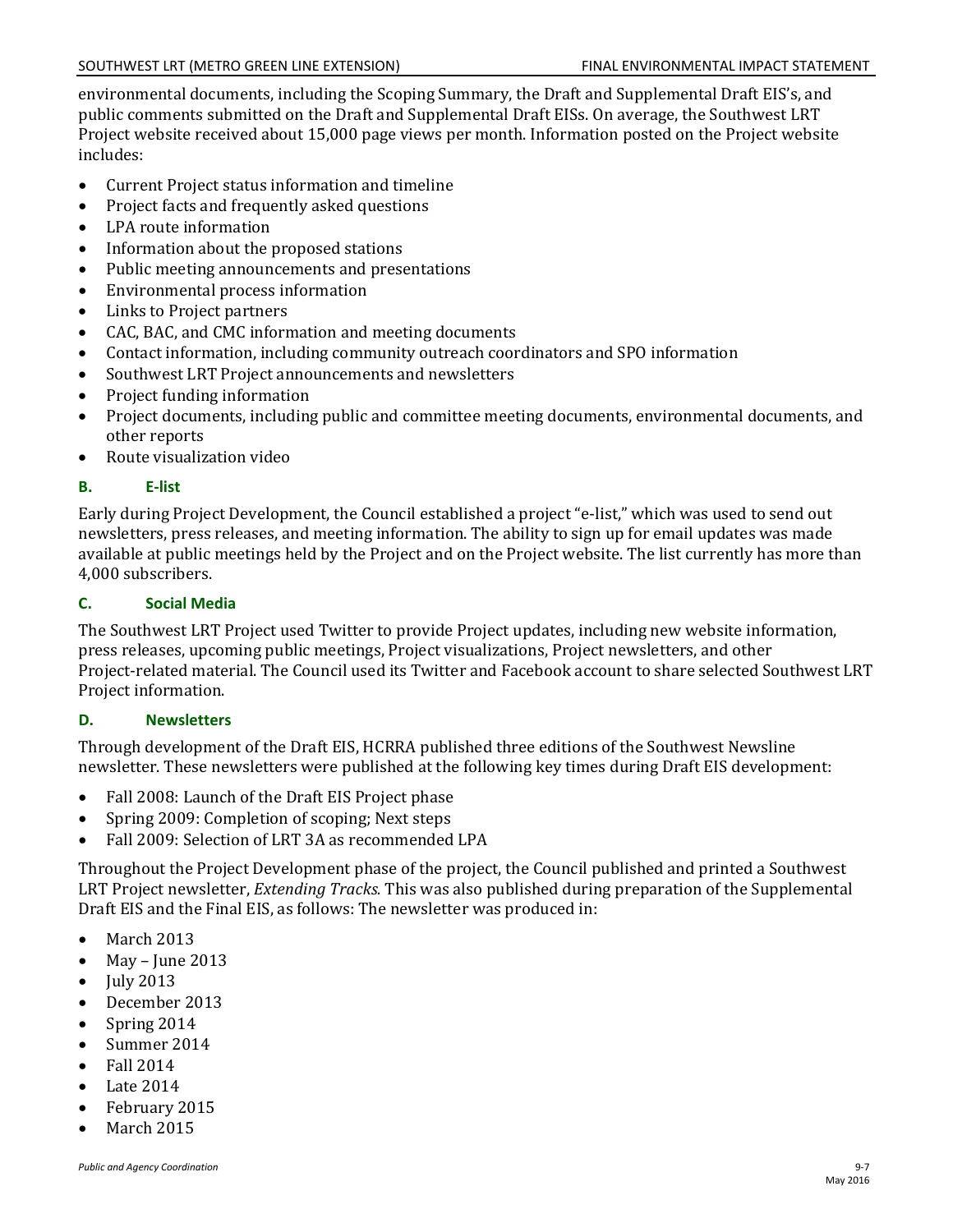environmental documents, including the Scoping Summary, the Draft and Supplemental Draft EIS's, and public comments submitted on the Draft and Supplemental Draft EISs. On average, the Southwest LRT Project website received about 15,000 page views per month. Information posted on the Project website includes:

- Current Project status information and timeline
- Project facts and frequently asked questions
- LPA route information
- Information about the proposed stations
- Public meeting announcements and presentations
- Environmental process information
- Links to Project partners
- CAC, BAC, and CMC information and meeting documents
- Contact information, including community outreach coordinators and SPO information
- Southwest LRT Project announcements and newsletters
- Project funding information
- Project documents, including public and committee meeting documents, environmental documents, and other reports
- Route visualization video

### B. E-list

Early during Project Development, the Council established a project "e-list," which was used to send out newsletters, press releases, and meeting information. The ability to sign up for email updates was made available at public meetings held by the Project and on the Project website. The list currently has more than 4,000 subscribers.

### C. Social Media

The Southwest LRT Project used Twitter to provide Project updates, including new website information, press releases, upcoming public meetings, Project visualizations, Project newsletters, and other Project-related material. The Council used its Twitter and Facebook account to share selected Southwest LRT Project information.

### D. Newsletters

Through development of the Draft EIS, HCRRA published three editions of the Southwest Newsline newsletter. These newsletters were published at the following key times during Draft EIS development:

- Fall 2008: Launch of the Draft EIS Project phase
- Spring 2009: Completion of scoping; Next steps
- Fall 2009: Selection of LRT 3A as recommended LPA

Throughout the Project Development phase of the project, the Council published and printed a Southwest LRT Project newsletter, *Extending Tracks.* This was also published during preparation of the Supplemental Draft EIS and the Final EIS, as follows: The newsletter was produced in:

- March 2013
- May – June 2013
- July 2013
- December 2013
- Spring 2014
- Summer 2014
- Fall 2014
- Late 2014
- February 2015
- March 2015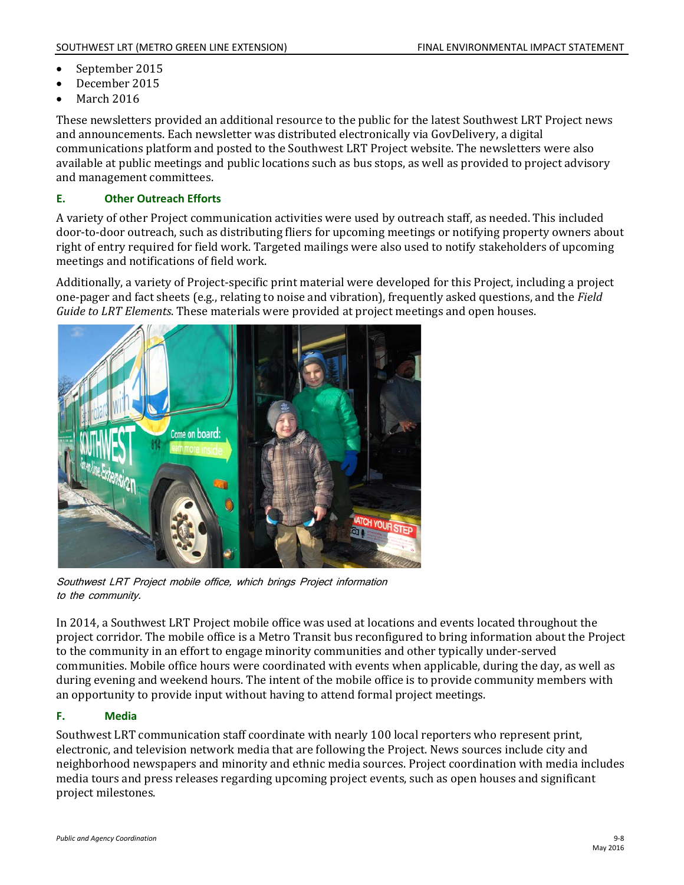- September 2015
- December 2015
- March 2016

These newsletters provided an additional resource to the public for the latest Southwest LRT Project news and announcements. Each newsletter was distributed electronically via GovDelivery, a digital communications platform and posted to the Southwest LRT Project website. The newsletters were also available at public meetings and public locations such as bus stops, as well as provided to project advisory and management committees.

### E. Other Outreach Efforts

A variety of other Project communication activities were used by outreach staff, as needed. This included door-to-door outreach, such as distributing fliers for upcoming meetings or notifying property owners about right of entry required for field work. Targeted mailings were also used to notify stakeholders of upcoming meetings and notifications of field work.

Additionally, a variety of Project-specific print material were developed for this Project, including a project one-pager and fact sheets (e.g., relating to noise and vibration), frequently asked questions, and the *Field Guide to LRT Elements*. These materials were provided at project meetings and open houses.

*Southwest LRT Project mobile office, which brings Project information to the community.*

In 2014, a Southwest LRT Project mobile office was used at locations and events located throughout the project corridor. The mobile office is a Metro Transit bus reconfigured to bring information about the Project to the community in an effort to engage minority communities and other typically under-served communities. Mobile office hours were coordinated with events when applicable, during the day, as well as during evening and weekend hours. The intent of the mobile office is to provide community members with an opportunity to provide input without having to attend formal project meetings.

### F. Media

Southwest LRT communication staff coordinate with nearly 100 local reporters who represent print, electronic, and television network media that are following the Project. News sources include city and neighborhood newspapers and minority and ethnic media sources. Project coordination with media includes media tours and press releases regarding upcoming project events, such as open houses and significant project milestones.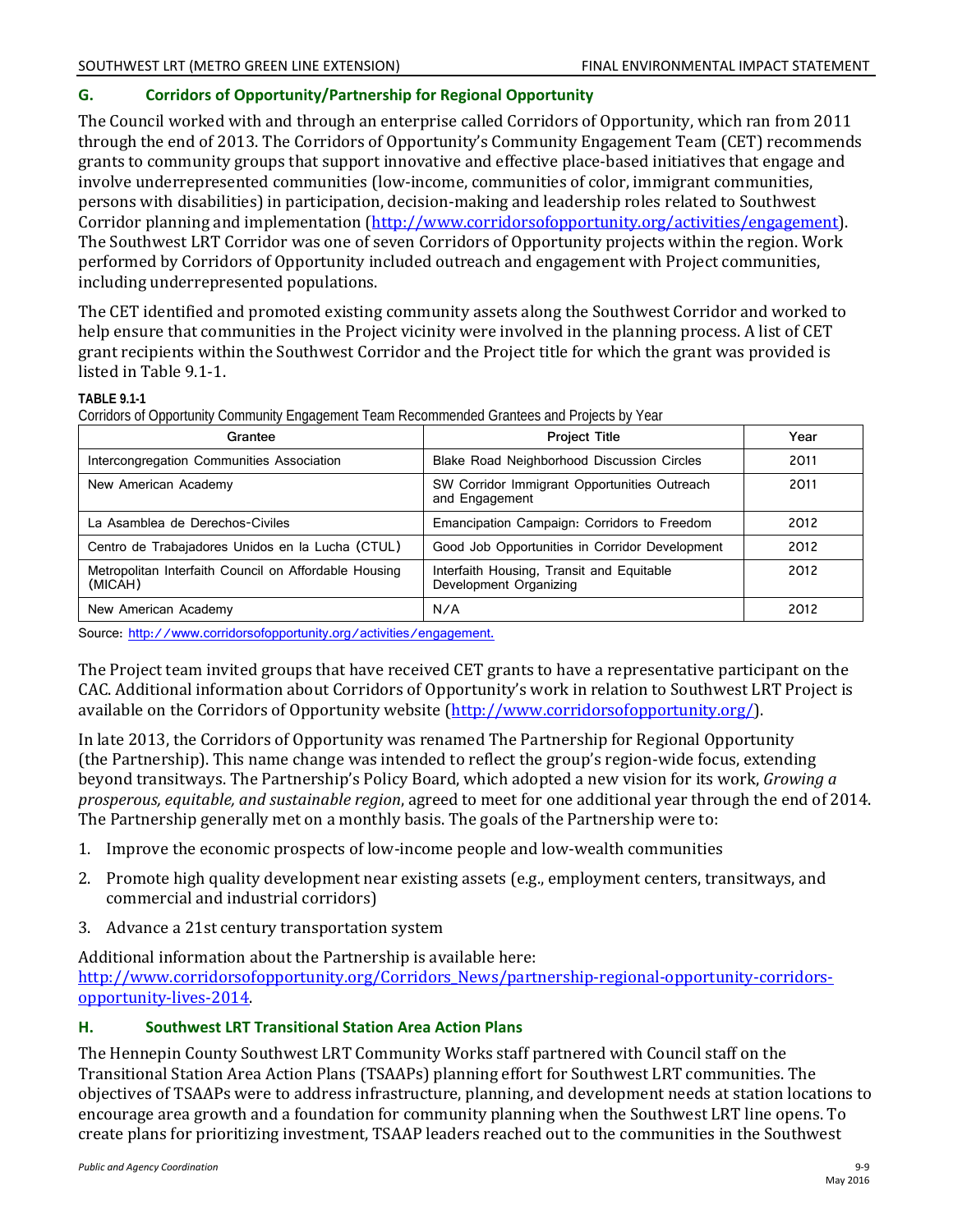## G. Corridors of Opportunity/Partnership for Regional Opportunity

The Council worked with and through an enterprise called Corridors of Opportunity, which ran from 2011 through the end of 2013. The Corridors of Opportunity's Community Engagement Team (CET) recommends grants to community groups that support innovative and effective place-based initiatives that engage and involve underrepresented communities (low-income, communities of color, immigrant communities, persons with disabilities) in participation, decision-making and leadership roles related to Southwest Corridor planning and implementation (http://www.corridorsofopportunity.org/activities/engagement). The Southwest LRT Corridor was one of seven Corridors of Opportunity projects within the region. Work performed by Corridors of Opportunity included outreach and engagement with Project communities, including underrepresented populations.

The CET identified and promoted existing community assets along the Southwest Corridor and worked to help ensure that communities in the Project vicinity were involved in the planning process. A list of CET grant recipients within the Southwest Corridor and the Project title for which the grant was provided is listed in Table 9.1-1.

**TABLE 9.1-1**
Corridors of Opportunity Community Engagement Team Recommended Grantees and Projects by Year

| Grantee | Project Title | Year |
|---|---|---|
| Intercongregation Communities Association | Blake Road Neighborhood Discussion Circles | 2011 |
| New American Academy | SW Corridor Immigrant Opportunities Outreach and Engagement | 2011 |
| La Asamblea de Derechos-Civiles | Emancipation Campaign: Corridors to Freedom | 2012 |
| Centro de Trabajadores Unidos en la Lucha (CTUL) | Good Job Opportunities in Corridor Development | 2012 |
| Metropolitan Interfaith Council on Affordable Housing (MICAH) | Interfaith Housing, Transit and Equitable Development Organizing | 2012 |
| New American Academy | N/A | 2012 |

Source: http://www.corridorsofopportunity.org/activities/engagement.

The Project team invited groups that have received CET grants to have a representative participant on the CAC. Additional information about Corridors of Opportunity's work in relation to Southwest LRT Project is available on the Corridors of Opportunity website (http://www.corridorsofopportunity.org/).

In late 2013, the Corridors of Opportunity was renamed The Partnership for Regional Opportunity (the Partnership). This name change was intended to reflect the group's region-wide focus, extending beyond transitways. The Partnership's Policy Board, which adopted a new vision for its work, *Growing a prosperous, equitable, and sustainable region*, agreed to meet for one additional year through the end of 2014. The Partnership generally met on a monthly basis. The goals of the Partnership were to:

1. Improve the economic prospects of low-income people and low-wealth communities
2. Promote high quality development near existing assets (e.g., employment centers, transitways, and commercial and industrial corridors)
3. Advance a 21st century transportation system

Additional information about the Partnership is available here: http://www.corridorsofopportunity.org/Corridors_News/partnership-regional-opportunity-corridors-opportunity-lives-2014.

## H. Southwest LRT Transitional Station Area Action Plans

The Hennepin County Southwest LRT Community Works staff partnered with Council staff on the Transitional Station Area Action Plans (TSAAPs) planning effort for Southwest LRT communities. The objectives of TSAAPs were to address infrastructure, planning, and development needs at station locations to encourage area growth and a foundation for community planning when the Southwest LRT line opens. To create plans for prioritizing investment, TSAAP leaders reached out to the communities in the Southwest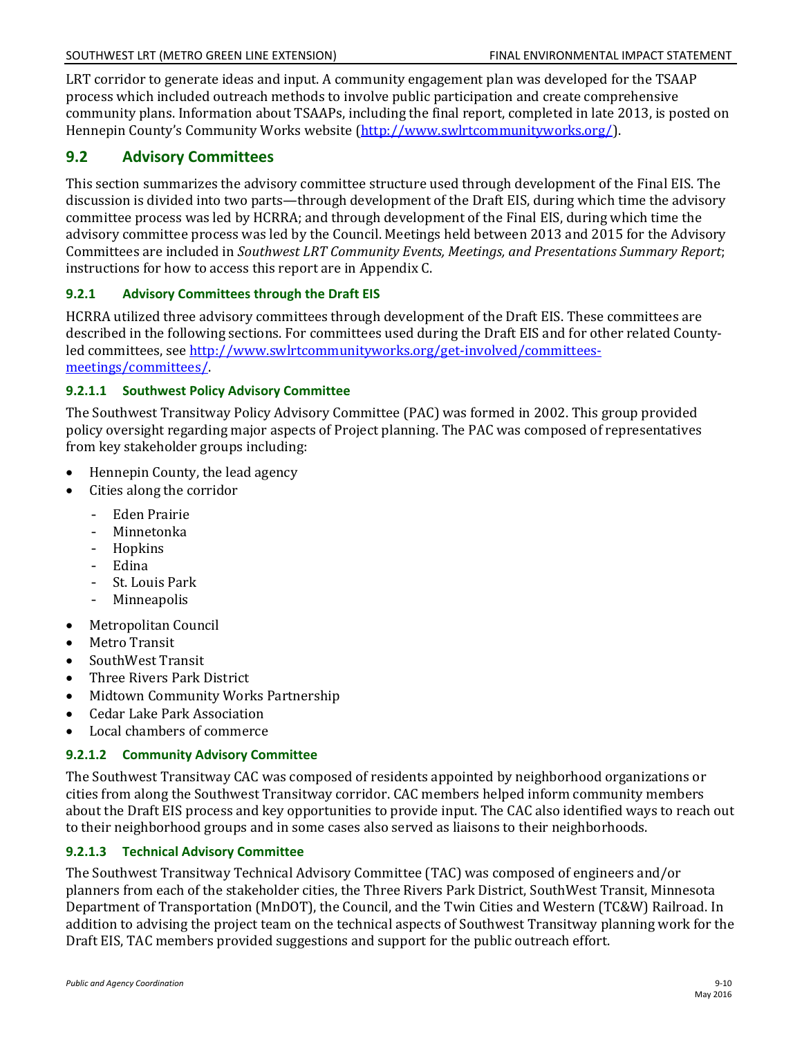LRT corridor to generate ideas and input. A community engagement plan was developed for the TSAAP process which included outreach methods to involve public participation and create comprehensive community plans. Information about TSAAPs, including the final report, completed in late 2013, is posted on Hennepin County's Community Works website (http://www.swlrtcommunityworks.org/).

## 9.2 Advisory Committees

This section summarizes the advisory committee structure used through development of the Final EIS. The discussion is divided into two parts—through development of the Draft EIS, during which time the advisory committee process was led by HCRRA; and through development of the Final EIS, during which time the advisory committee process was led by the Council. Meetings held between 2013 and 2015 for the Advisory Committees are included in *Southwest LRT Community Events, Meetings, and Presentations Summary Report*; instructions for how to access this report are in Appendix C.

### 9.2.1 Advisory Committees through the Draft EIS

HCRRA utilized three advisory committees through development of the Draft EIS. These committees are described in the following sections. For committees used during the Draft EIS and for other related County-led committees, see http://www.swlrtcommunityworks.org/get-involved/committees-meetings/committees/.

#### 9.2.1.1 Southwest Policy Advisory Committee

The Southwest Transitway Policy Advisory Committee (PAC) was formed in 2002. This group provided policy oversight regarding major aspects of Project planning. The PAC was composed of representatives from key stakeholder groups including:

- Hennepin County, the lead agency
- Cities along the corridor
  - Eden Prairie
  - Minnetonka
  - Hopkins
  - Edina
  - St. Louis Park
  - Minneapolis
- Metropolitan Council
- Metro Transit
- SouthWest Transit
- Three Rivers Park District
- Midtown Community Works Partnership
- Cedar Lake Park Association
- Local chambers of commerce

#### 9.2.1.2 Community Advisory Committee

The Southwest Transitway CAC was composed of residents appointed by neighborhood organizations or cities from along the Southwest Transitway corridor. CAC members helped inform community members about the Draft EIS process and key opportunities to provide input. The CAC also identified ways to reach out to their neighborhood groups and in some cases also served as liaisons to their neighborhoods.

#### 9.2.1.3 Technical Advisory Committee

The Southwest Transitway Technical Advisory Committee (TAC) was composed of engineers and/or planners from each of the stakeholder cities, the Three Rivers Park District, SouthWest Transit, Minnesota Department of Transportation (MnDOT), the Council, and the Twin Cities and Western (TC&W) Railroad. In addition to advising the project team on the technical aspects of Southwest Transitway planning work for the Draft EIS, TAC members provided suggestions and support for the public outreach effort.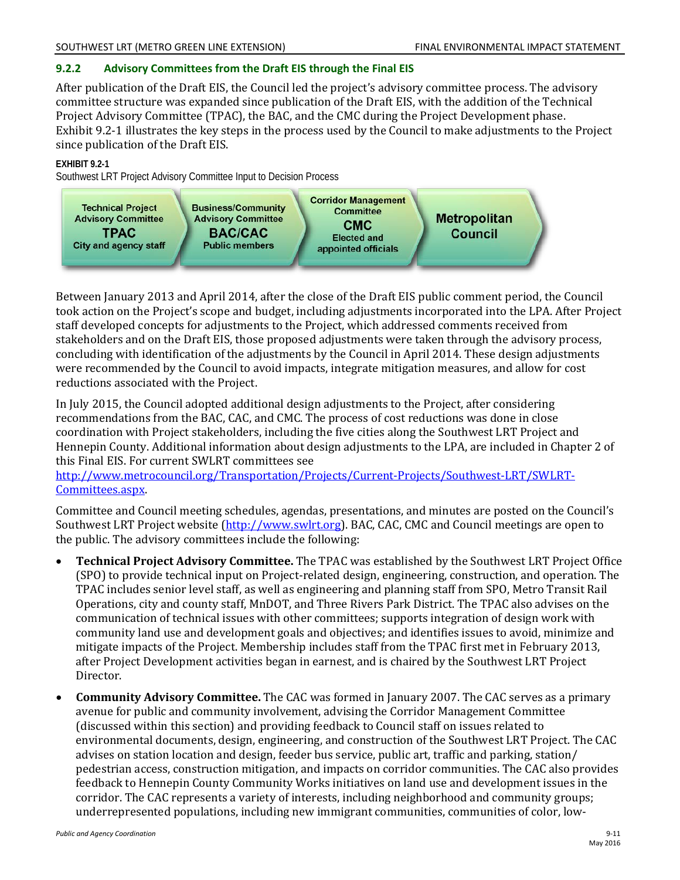### 9.2.2 Advisory Committees from the Draft EIS through the Final EIS

After publication of the Draft EIS, the Council led the project's advisory committee process. The advisory committee structure was expanded since publication of the Draft EIS, with the addition of the Technical Project Advisory Committee (TPAC), the BAC, and the CMC during the Project Development phase. Exhibit 9.2-1 illustrates the key steps in the process used by the Council to make adjustments to the Project since publication of the Draft EIS.

**EXHIBIT 9.2-1**

Southwest LRT Project Advisory Committee Input to Decision Process

Technical Project Advisory Committee **TPAC** City and agency staff → Business/Community Advisory Committee **BAC/CAC** Public members → Corridor Management Committee **CMC** Elected and appointed officials → **Metropolitan Council**

Between January 2013 and April 2014, after the close of the Draft EIS public comment period, the Council took action on the Project's scope and budget, including adjustments incorporated into the LPA. After Project staff developed concepts for adjustments to the Project, which addressed comments received from stakeholders and on the Draft EIS, those proposed adjustments were taken through the advisory process, concluding with identification of the adjustments by the Council in April 2014. These design adjustments were recommended by the Council to avoid impacts, integrate mitigation measures, and allow for cost reductions associated with the Project.

In July 2015, the Council adopted additional design adjustments to the Project, after considering recommendations from the BAC, CAC, and CMC. The process of cost reductions was done in close coordination with Project stakeholders, including the five cities along the Southwest LRT Project and Hennepin County. Additional information about design adjustments to the LPA, are included in Chapter 2 of this Final EIS. For current SWLRT committees see http://www.metrocouncil.org/Transportation/Projects/Current-Projects/Southwest-LRT/SWLRT-Committees.aspx.

Committee and Council meeting schedules, agendas, presentations, and minutes are posted on the Council's Southwest LRT Project website (http://www.swlrt.org). BAC, CAC, CMC and Council meetings are open to the public. The advisory committees include the following:

- **Technical Project Advisory Committee.** The TPAC was established by the Southwest LRT Project Office (SPO) to provide technical input on Project-related design, engineering, construction, and operation. The TPAC includes senior level staff, as well as engineering and planning staff from SPO, Metro Transit Rail Operations, city and county staff, MnDOT, and Three Rivers Park District. The TPAC also advises on the communication of technical issues with other committees; supports integration of design work with community land use and development goals and objectives; and identifies issues to avoid, minimize and mitigate impacts of the Project. Membership includes staff from the TPAC first met in February 2013, after Project Development activities began in earnest, and is chaired by the Southwest LRT Project Director.
- **Community Advisory Committee.** The CAC was formed in January 2007. The CAC serves as a primary avenue for public and community involvement, advising the Corridor Management Committee (discussed within this section) and providing feedback to Council staff on issues related to environmental documents, design, engineering, and construction of the Southwest LRT Project. The CAC advises on station location and design, feeder bus service, public art, traffic and parking, station/ pedestrian access, construction mitigation, and impacts on corridor communities. The CAC also provides feedback to Hennepin County Community Works initiatives on land use and development issues in the corridor. The CAC represents a variety of interests, including neighborhood and community groups; underrepresented populations, including new immigrant communities, communities of color, low-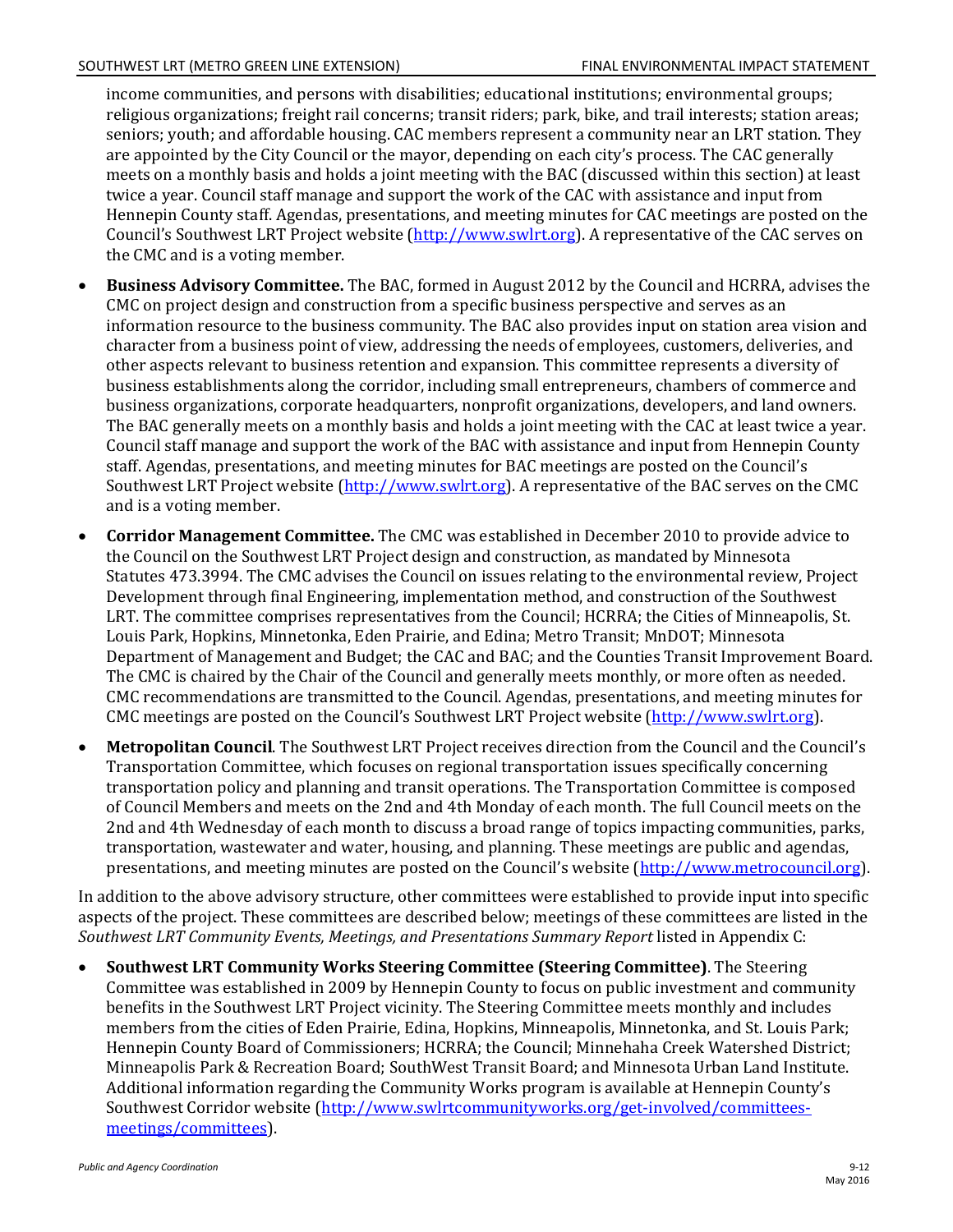income communities, and persons with disabilities; educational institutions; environmental groups; religious organizations; freight rail concerns; transit riders; park, bike, and trail interests; station areas; seniors; youth; and affordable housing. CAC members represent a community near an LRT station. They are appointed by the City Council or the mayor, depending on each city's process. The CAC generally meets on a monthly basis and holds a joint meeting with the BAC (discussed within this section) at least twice a year. Council staff manage and support the work of the CAC with assistance and input from Hennepin County staff. Agendas, presentations, and meeting minutes for CAC meetings are posted on the Council's Southwest LRT Project website (http://www.swlrt.org). A representative of the CAC serves on the CMC and is a voting member.

- **Business Advisory Committee.** The BAC, formed in August 2012 by the Council and HCRRA, advises the CMC on project design and construction from a specific business perspective and serves as an information resource to the business community. The BAC also provides input on station area vision and character from a business point of view, addressing the needs of employees, customers, deliveries, and other aspects relevant to business retention and expansion. This committee represents a diversity of business establishments along the corridor, including small entrepreneurs, chambers of commerce and business organizations, corporate headquarters, nonprofit organizations, developers, and land owners. The BAC generally meets on a monthly basis and holds a joint meeting with the CAC at least twice a year. Council staff manage and support the work of the BAC with assistance and input from Hennepin County staff. Agendas, presentations, and meeting minutes for BAC meetings are posted on the Council's Southwest LRT Project website (http://www.swlrt.org). A representative of the BAC serves on the CMC and is a voting member.

- **Corridor Management Committee.** The CMC was established in December 2010 to provide advice to the Council on the Southwest LRT Project design and construction, as mandated by Minnesota Statutes 473.3994. The CMC advises the Council on issues relating to the environmental review, Project Development through final Engineering, implementation method, and construction of the Southwest LRT. The committee comprises representatives from the Council; HCRRA; the Cities of Minneapolis, St. Louis Park, Hopkins, Minnetonka, Eden Prairie, and Edina; Metro Transit; MnDOT; Minnesota Department of Management and Budget; the CAC and BAC; and the Counties Transit Improvement Board. The CMC is chaired by the Chair of the Council and generally meets monthly, or more often as needed. CMC recommendations are transmitted to the Council. Agendas, presentations, and meeting minutes for CMC meetings are posted on the Council's Southwest LRT Project website (http://www.swlrt.org).

- **Metropolitan Council**. The Southwest LRT Project receives direction from the Council and the Council's Transportation Committee, which focuses on regional transportation issues specifically concerning transportation policy and planning and transit operations. The Transportation Committee is composed of Council Members and meets on the 2nd and 4th Monday of each month. The full Council meets on the 2nd and 4th Wednesday of each month to discuss a broad range of topics impacting communities, parks, transportation, wastewater and water, housing, and planning. These meetings are public and agendas, presentations, and meeting minutes are posted on the Council's website (http://www.metrocouncil.org).

In addition to the above advisory structure, other committees were established to provide input into specific aspects of the project. These committees are described below; meetings of these committees are listed in the *Southwest LRT Community Events, Meetings, and Presentations Summary Report* listed in Appendix C:

- **Southwest LRT Community Works Steering Committee (Steering Committee)**. The Steering Committee was established in 2009 by Hennepin County to focus on public investment and community benefits in the Southwest LRT Project vicinity. The Steering Committee meets monthly and includes members from the cities of Eden Prairie, Edina, Hopkins, Minneapolis, Minnetonka, and St. Louis Park; Hennepin County Board of Commissioners; HCRRA; the Council; Minnehaha Creek Watershed District; Minneapolis Park & Recreation Board; SouthWest Transit Board; and Minnesota Urban Land Institute. Additional information regarding the Community Works program is available at Hennepin County's Southwest Corridor website (http://www.swlrtcommunityworks.org/get-involved/committees-meetings/committees).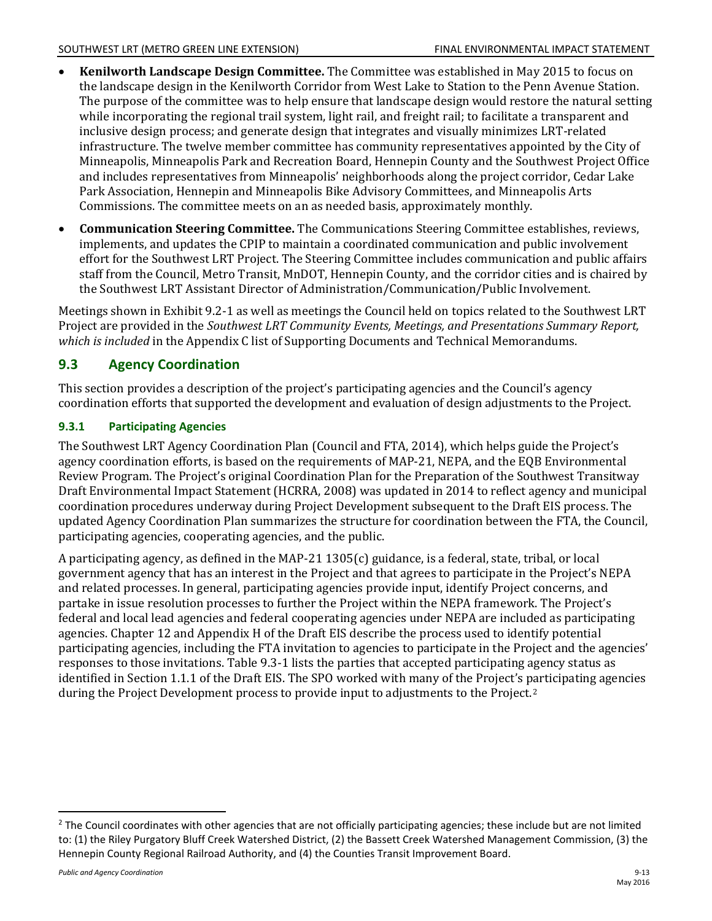- **Kenilworth Landscape Design Committee.** The Committee was established in May 2015 to focus on the landscape design in the Kenilworth Corridor from West Lake to Station to the Penn Avenue Station. The purpose of the committee was to help ensure that landscape design would restore the natural setting while incorporating the regional trail system, light rail, and freight rail; to facilitate a transparent and inclusive design process; and generate design that integrates and visually minimizes LRT-related infrastructure. The twelve member committee has community representatives appointed by the City of Minneapolis, Minneapolis Park and Recreation Board, Hennepin County and the Southwest Project Office and includes representatives from Minneapolis' neighborhoods along the project corridor, Cedar Lake Park Association, Hennepin and Minneapolis Bike Advisory Committees, and Minneapolis Arts Commissions. The committee meets on an as needed basis, approximately monthly.
- **Communication Steering Committee.** The Communications Steering Committee establishes, reviews, implements, and updates the CPIP to maintain a coordinated communication and public involvement effort for the Southwest LRT Project. The Steering Committee includes communication and public affairs staff from the Council, Metro Transit, MnDOT, Hennepin County, and the corridor cities and is chaired by the Southwest LRT Assistant Director of Administration/Communication/Public Involvement.

Meetings shown in Exhibit 9.2-1 as well as meetings the Council held on topics related to the Southwest LRT Project are provided in the *Southwest LRT Community Events, Meetings, and Presentations Summary Report, which is included* in the Appendix C list of Supporting Documents and Technical Memorandums.

## 9.3 Agency Coordination

This section provides a description of the project's participating agencies and the Council's agency coordination efforts that supported the development and evaluation of design adjustments to the Project.

### 9.3.1 Participating Agencies

The Southwest LRT Agency Coordination Plan (Council and FTA, 2014), which helps guide the Project's agency coordination efforts, is based on the requirements of MAP-21, NEPA, and the EQB Environmental Review Program. The Project's original Coordination Plan for the Preparation of the Southwest Transitway Draft Environmental Impact Statement (HCRRA, 2008) was updated in 2014 to reflect agency and municipal coordination procedures underway during Project Development subsequent to the Draft EIS process. The updated Agency Coordination Plan summarizes the structure for coordination between the FTA, the Council, participating agencies, cooperating agencies, and the public.

A participating agency, as defined in the MAP-21 1305(c) guidance, is a federal, state, tribal, or local government agency that has an interest in the Project and that agrees to participate in the Project's NEPA and related processes. In general, participating agencies provide input, identify Project concerns, and partake in issue resolution processes to further the Project within the NEPA framework. The Project's federal and local lead agencies and federal cooperating agencies under NEPA are included as participating agencies. Chapter 12 and Appendix H of the Draft EIS describe the process used to identify potential participating agencies, including the FTA invitation to agencies to participate in the Project and the agencies' responses to those invitations. Table 9.3-1 lists the parties that accepted participating agency status as identified in Section 1.1.1 of the Draft EIS. The SPO worked with many of the Project's participating agencies during the Project Development process to provide input to adjustments to the Project.[2]

[2] The Council coordinates with other agencies that are not officially participating agencies; these include but are not limited to: (1) the Riley Purgatory Bluff Creek Watershed District, (2) the Bassett Creek Watershed Management Commission, (3) the Hennepin County Regional Railroad Authority, and (4) the Counties Transit Improvement Board.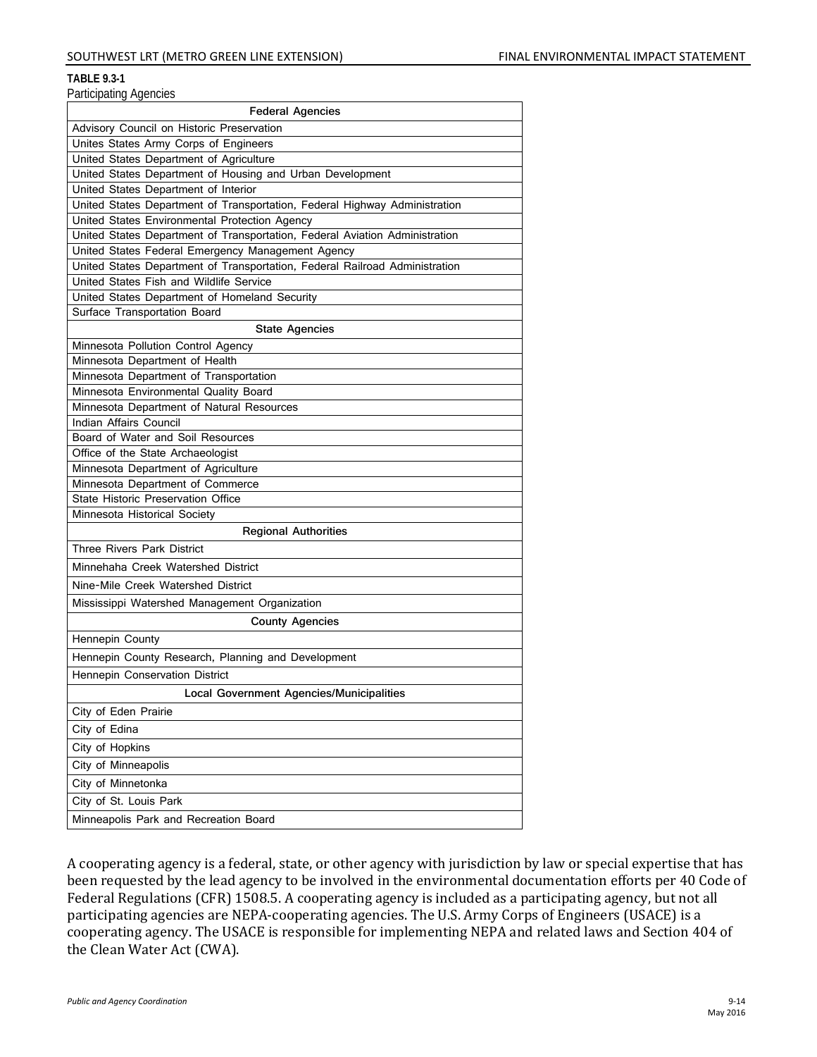**TABLE 9.3-1**
Participating Agencies

| Federal Agencies |
|---|
| Advisory Council on Historic Preservation |
| Unites States Army Corps of Engineers |
| United States Department of Agriculture |
| United States Department of Housing and Urban Development |
| United States Department of Interior |
| United States Department of Transportation, Federal Highway Administration |
| United States Environmental Protection Agency |
| United States Department of Transportation, Federal Aviation Administration |
| United States Federal Emergency Management Agency |
| United States Department of Transportation, Federal Railroad Administration |
| United States Fish and Wildlife Service |
| United States Department of Homeland Security |
| Surface Transportation Board |
| **State Agencies** |
| Minnesota Pollution Control Agency |
| Minnesota Department of Health |
| Minnesota Department of Transportation |
| Minnesota Environmental Quality Board |
| Minnesota Department of Natural Resources |
| Indian Affairs Council |
| Board of Water and Soil Resources |
| Office of the State Archaeologist |
| Minnesota Department of Agriculture |
| Minnesota Department of Commerce |
| State Historic Preservation Office |
| Minnesota Historical Society |
| **Regional Authorities** |
| Three Rivers Park District |
| Minnehaha Creek Watershed District |
| Nine-Mile Creek Watershed District |
| Mississippi Watershed Management Organization |
| **County Agencies** |
| Hennepin County |
| Hennepin County Research, Planning and Development |
| Hennepin Conservation District |
| **Local Government Agencies/Municipalities** |
| City of Eden Prairie |
| City of Edina |
| City of Hopkins |
| City of Minneapolis |
| City of Minnetonka |
| City of St. Louis Park |
| Minneapolis Park and Recreation Board |

A cooperating agency is a federal, state, or other agency with jurisdiction by law or special expertise that has been requested by the lead agency to be involved in the environmental documentation efforts per 40 Code of Federal Regulations (CFR) 1508.5. A cooperating agency is included as a participating agency, but not all participating agencies are NEPA-cooperating agencies. The U.S. Army Corps of Engineers (USACE) is a cooperating agency. The USACE is responsible for implementing NEPA and related laws and Section 404 of the Clean Water Act (CWA).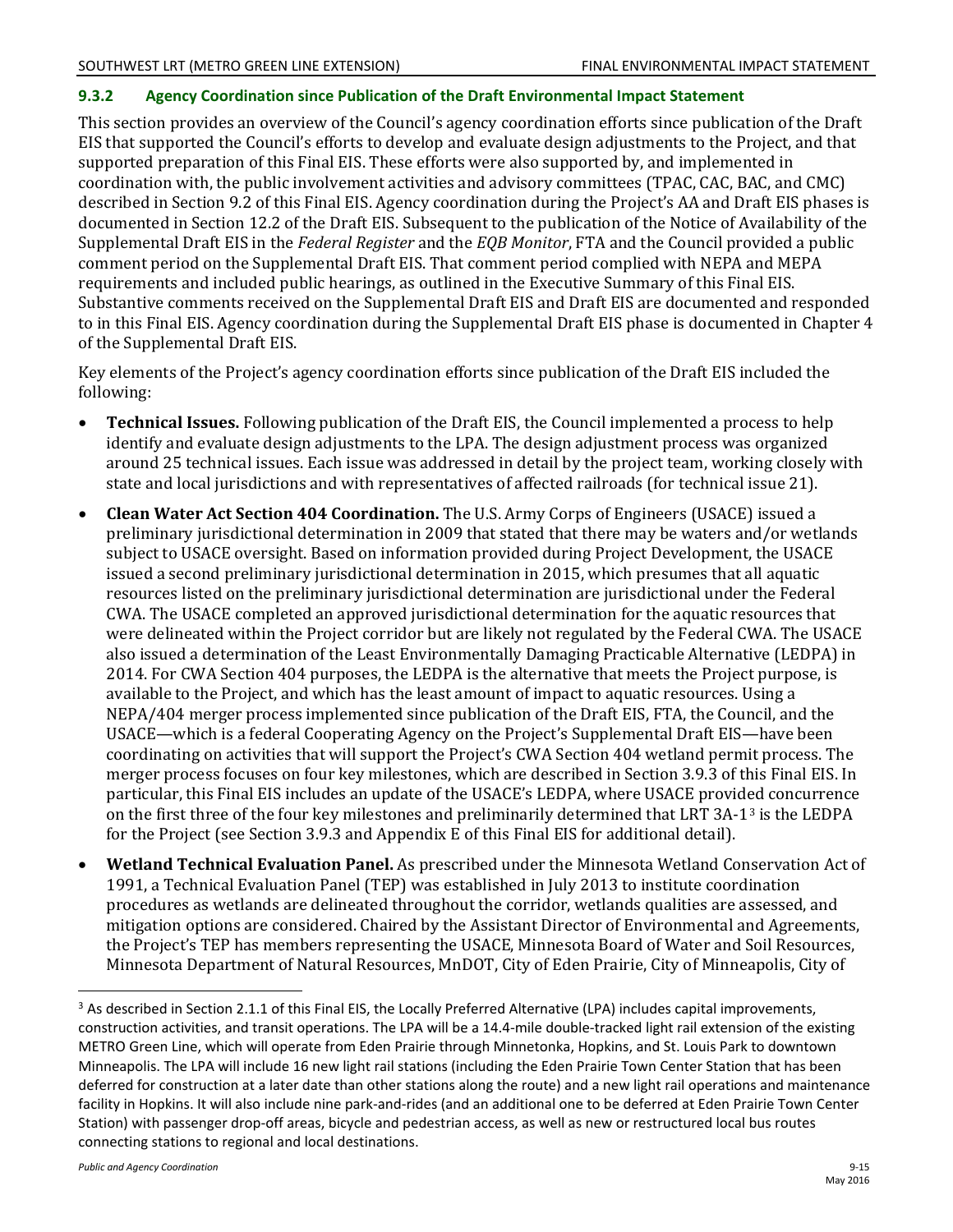### 9.3.2 Agency Coordination since Publication of the Draft Environmental Impact Statement

This section provides an overview of the Council's agency coordination efforts since publication of the Draft EIS that supported the Council's efforts to develop and evaluate design adjustments to the Project, and that supported preparation of this Final EIS. These efforts were also supported by, and implemented in coordination with, the public involvement activities and advisory committees (TPAC, CAC, BAC, and CMC) described in Section 9.2 of this Final EIS. Agency coordination during the Project's AA and Draft EIS phases is documented in Section 12.2 of the Draft EIS. Subsequent to the publication of the Notice of Availability of the Supplemental Draft EIS in the *Federal Register* and the *EQB Monitor*, FTA and the Council provided a public comment period on the Supplemental Draft EIS. That comment period complied with NEPA and MEPA requirements and included public hearings, as outlined in the Executive Summary of this Final EIS. Substantive comments received on the Supplemental Draft EIS and Draft EIS are documented and responded to in this Final EIS. Agency coordination during the Supplemental Draft EIS phase is documented in Chapter 4 of the Supplemental Draft EIS.

Key elements of the Project's agency coordination efforts since publication of the Draft EIS included the following:

- **Technical Issues.** Following publication of the Draft EIS, the Council implemented a process to help identify and evaluate design adjustments to the LPA. The design adjustment process was organized around 25 technical issues. Each issue was addressed in detail by the project team, working closely with state and local jurisdictions and with representatives of affected railroads (for technical issue 21).
- **Clean Water Act Section 404 Coordination.** The U.S. Army Corps of Engineers (USACE) issued a preliminary jurisdictional determination in 2009 that stated that there may be waters and/or wetlands subject to USACE oversight. Based on information provided during Project Development, the USACE issued a second preliminary jurisdictional determination in 2015, which presumes that all aquatic resources listed on the preliminary jurisdictional determination are jurisdictional under the Federal CWA. The USACE completed an approved jurisdictional determination for the aquatic resources that were delineated within the Project corridor but are likely not regulated by the Federal CWA. The USACE also issued a determination of the Least Environmentally Damaging Practicable Alternative (LEDPA) in 2014. For CWA Section 404 purposes, the LEDPA is the alternative that meets the Project purpose, is available to the Project, and which has the least amount of impact to aquatic resources. Using a NEPA/404 merger process implemented since publication of the Draft EIS, FTA, the Council, and the USACE—which is a federal Cooperating Agency on the Project's Supplemental Draft EIS—have been coordinating on activities that will support the Project's CWA Section 404 wetland permit process. The merger process focuses on four key milestones, which are described in Section 3.9.3 of this Final EIS. In particular, this Final EIS includes an update of the USACE's LEDPA, where USACE provided concurrence on the first three of the four key milestones and preliminarily determined that LRT 3A-1[3] is the LEDPA for the Project (see Section 3.9.3 and Appendix E of this Final EIS for additional detail).
- **Wetland Technical Evaluation Panel.** As prescribed under the Minnesota Wetland Conservation Act of 1991, a Technical Evaluation Panel (TEP) was established in July 2013 to institute coordination procedures as wetlands are delineated throughout the corridor, wetlands qualities are assessed, and mitigation options are considered. Chaired by the Assistant Director of Environmental and Agreements, the Project's TEP has members representing the USACE, Minnesota Board of Water and Soil Resources, Minnesota Department of Natural Resources, MnDOT, City of Eden Prairie, City of Minneapolis, City of

[3] As described in Section 2.1.1 of this Final EIS, the Locally Preferred Alternative (LPA) includes capital improvements, construction activities, and transit operations. The LPA will be a 14.4-mile double-tracked light rail extension of the existing METRO Green Line, which will operate from Eden Prairie through Minnetonka, Hopkins, and St. Louis Park to downtown Minneapolis. The LPA will include 16 new light rail stations (including the Eden Prairie Town Center Station that has been deferred for construction at a later date than other stations along the route) and a new light rail operations and maintenance facility in Hopkins. It will also include nine park-and-rides (and an additional one to be deferred at Eden Prairie Town Center Station) with passenger drop-off areas, bicycle and pedestrian access, as well as new or restructured local bus routes connecting stations to regional and local destinations.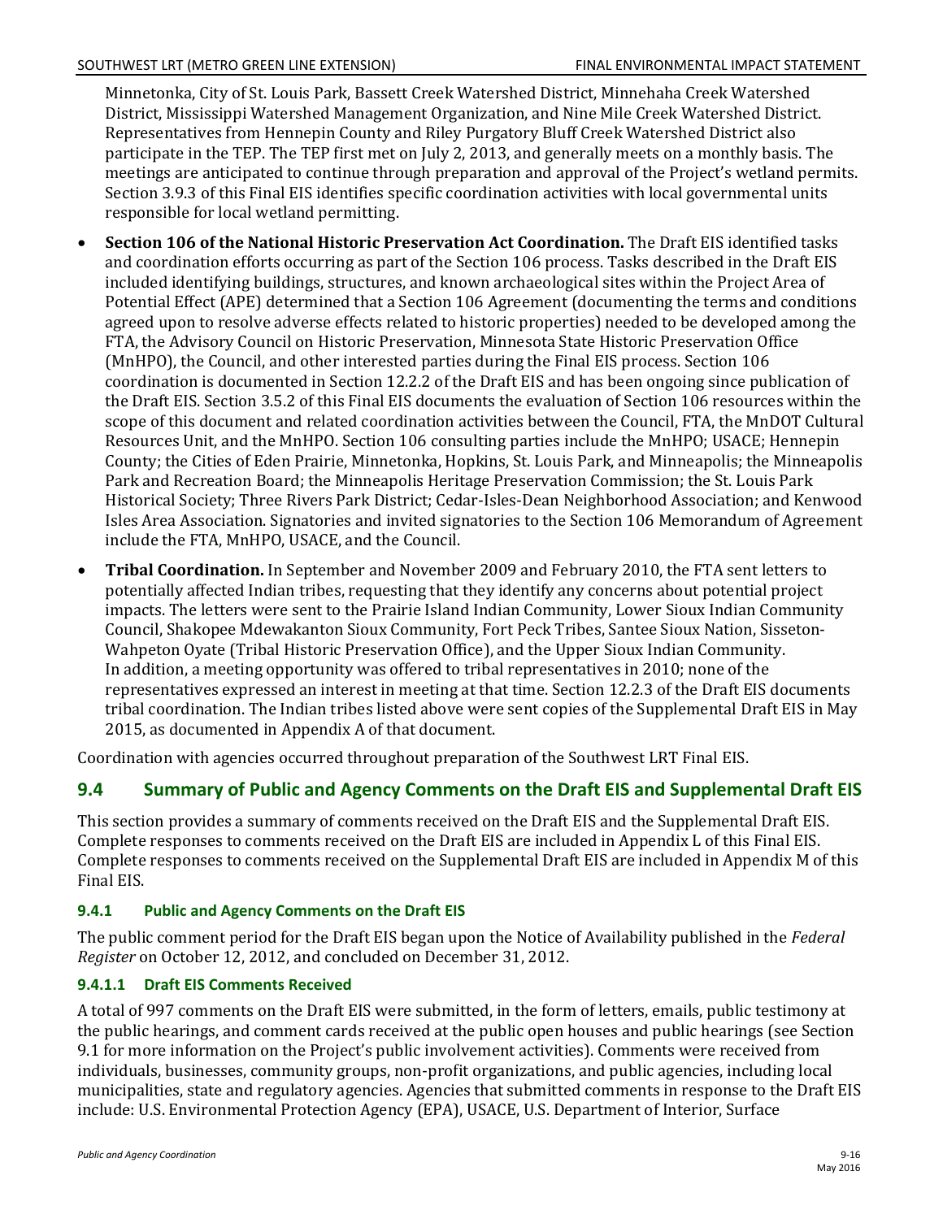Minnetonka, City of St. Louis Park, Bassett Creek Watershed District, Minnehaha Creek Watershed District, Mississippi Watershed Management Organization, and Nine Mile Creek Watershed District. Representatives from Hennepin County and Riley Purgatory Bluff Creek Watershed District also participate in the TEP. The TEP first met on July 2, 2013, and generally meets on a monthly basis. The meetings are anticipated to continue through preparation and approval of the Project's wetland permits. Section 3.9.3 of this Final EIS identifies specific coordination activities with local governmental units responsible for local wetland permitting.

- **Section 106 of the National Historic Preservation Act Coordination.** The Draft EIS identified tasks and coordination efforts occurring as part of the Section 106 process. Tasks described in the Draft EIS included identifying buildings, structures, and known archaeological sites within the Project Area of Potential Effect (APE) determined that a Section 106 Agreement (documenting the terms and conditions agreed upon to resolve adverse effects related to historic properties) needed to be developed among the FTA, the Advisory Council on Historic Preservation, Minnesota State Historic Preservation Office (MnHPO), the Council, and other interested parties during the Final EIS process. Section 106 coordination is documented in Section 12.2.2 of the Draft EIS and has been ongoing since publication of the Draft EIS. Section 3.5.2 of this Final EIS documents the evaluation of Section 106 resources within the scope of this document and related coordination activities between the Council, FTA, the MnDOT Cultural Resources Unit, and the MnHPO. Section 106 consulting parties include the MnHPO; USACE; Hennepin County; the Cities of Eden Prairie, Minnetonka, Hopkins, St. Louis Park, and Minneapolis; the Minneapolis Park and Recreation Board; the Minneapolis Heritage Preservation Commission; the St. Louis Park Historical Society; Three Rivers Park District; Cedar-Isles-Dean Neighborhood Association; and Kenwood Isles Area Association. Signatories and invited signatories to the Section 106 Memorandum of Agreement include the FTA, MnHPO, USACE, and the Council.
- **Tribal Coordination.** In September and November 2009 and February 2010, the FTA sent letters to potentially affected Indian tribes, requesting that they identify any concerns about potential project impacts. The letters were sent to the Prairie Island Indian Community, Lower Sioux Indian Community Council, Shakopee Mdewakanton Sioux Community, Fort Peck Tribes, Santee Sioux Nation, Sisseton-Wahpeton Oyate (Tribal Historic Preservation Office), and the Upper Sioux Indian Community. In addition, a meeting opportunity was offered to tribal representatives in 2010; none of the representatives expressed an interest in meeting at that time. Section 12.2.3 of the Draft EIS documents tribal coordination. The Indian tribes listed above were sent copies of the Supplemental Draft EIS in May 2015, as documented in Appendix A of that document.

Coordination with agencies occurred throughout preparation of the Southwest LRT Final EIS.

## 9.4 Summary of Public and Agency Comments on the Draft EIS and Supplemental Draft EIS

This section provides a summary of comments received on the Draft EIS and the Supplemental Draft EIS. Complete responses to comments received on the Draft EIS are included in Appendix L of this Final EIS. Complete responses to comments received on the Supplemental Draft EIS are included in Appendix M of this Final EIS.

### 9.4.1 Public and Agency Comments on the Draft EIS

The public comment period for the Draft EIS began upon the Notice of Availability published in the *Federal Register* on October 12, 2012, and concluded on December 31, 2012.

#### 9.4.1.1 Draft EIS Comments Received

A total of 997 comments on the Draft EIS were submitted, in the form of letters, emails, public testimony at the public hearings, and comment cards received at the public open houses and public hearings (see Section 9.1 for more information on the Project's public involvement activities). Comments were received from individuals, businesses, community groups, non-profit organizations, and public agencies, including local municipalities, state and regulatory agencies. Agencies that submitted comments in response to the Draft EIS include: U.S. Environmental Protection Agency (EPA), USACE, U.S. Department of Interior, Surface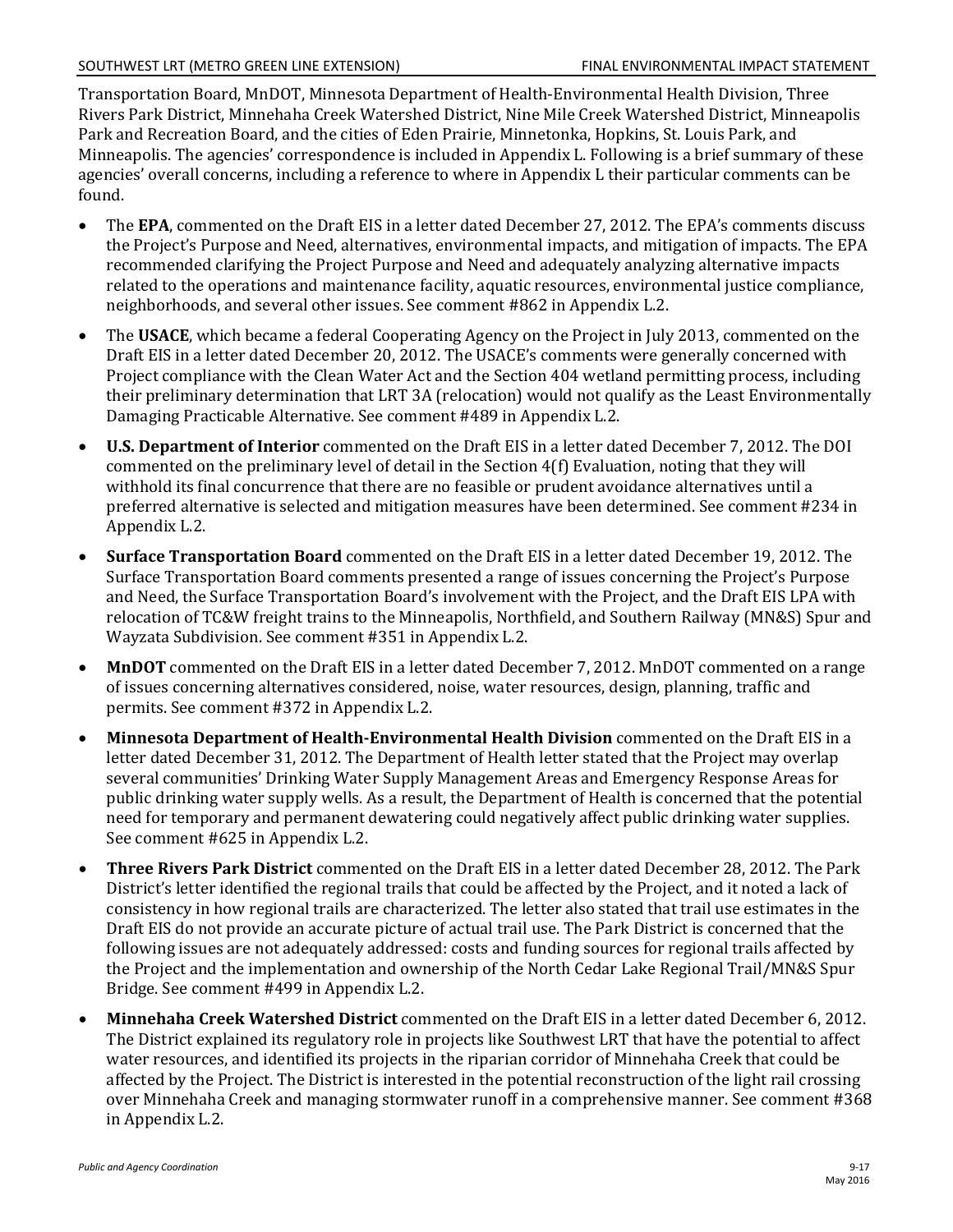Transportation Board, MnDOT, Minnesota Department of Health-Environmental Health Division, Three Rivers Park District, Minnehaha Creek Watershed District, Nine Mile Creek Watershed District, Minneapolis Park and Recreation Board, and the cities of Eden Prairie, Minnetonka, Hopkins, St. Louis Park, and Minneapolis. The agencies' correspondence is included in Appendix L. Following is a brief summary of these agencies' overall concerns, including a reference to where in Appendix L their particular comments can be found.

- The **EPA**, commented on the Draft EIS in a letter dated December 27, 2012. The EPA's comments discuss the Project's Purpose and Need, alternatives, environmental impacts, and mitigation of impacts. The EPA recommended clarifying the Project Purpose and Need and adequately analyzing alternative impacts related to the operations and maintenance facility, aquatic resources, environmental justice compliance, neighborhoods, and several other issues. See comment #862 in Appendix L.2.
- The **USACE**, which became a federal Cooperating Agency on the Project in July 2013, commented on the Draft EIS in a letter dated December 20, 2012. The USACE's comments were generally concerned with Project compliance with the Clean Water Act and the Section 404 wetland permitting process, including their preliminary determination that LRT 3A (relocation) would not qualify as the Least Environmentally Damaging Practicable Alternative. See comment #489 in Appendix L.2.
- **U.S. Department of Interior** commented on the Draft EIS in a letter dated December 7, 2012. The DOI commented on the preliminary level of detail in the Section 4(f) Evaluation, noting that they will withhold its final concurrence that there are no feasible or prudent avoidance alternatives until a preferred alternative is selected and mitigation measures have been determined. See comment #234 in Appendix L.2.
- **Surface Transportation Board** commented on the Draft EIS in a letter dated December 19, 2012. The Surface Transportation Board comments presented a range of issues concerning the Project's Purpose and Need, the Surface Transportation Board's involvement with the Project, and the Draft EIS LPA with relocation of TC&W freight trains to the Minneapolis, Northfield, and Southern Railway (MN&S) Spur and Wayzata Subdivision. See comment #351 in Appendix L.2.
- **MnDOT** commented on the Draft EIS in a letter dated December 7, 2012. MnDOT commented on a range of issues concerning alternatives considered, noise, water resources, design, planning, traffic and permits. See comment #372 in Appendix L.2.
- **Minnesota Department of Health-Environmental Health Division** commented on the Draft EIS in a letter dated December 31, 2012. The Department of Health letter stated that the Project may overlap several communities' Drinking Water Supply Management Areas and Emergency Response Areas for public drinking water supply wells. As a result, the Department of Health is concerned that the potential need for temporary and permanent dewatering could negatively affect public drinking water supplies. See comment #625 in Appendix L.2.
- **Three Rivers Park District** commented on the Draft EIS in a letter dated December 28, 2012. The Park District's letter identified the regional trails that could be affected by the Project, and it noted a lack of consistency in how regional trails are characterized. The letter also stated that trail use estimates in the Draft EIS do not provide an accurate picture of actual trail use. The Park District is concerned that the following issues are not adequately addressed: costs and funding sources for regional trails affected by the Project and the implementation and ownership of the North Cedar Lake Regional Trail/MN&S Spur Bridge. See comment #499 in Appendix L.2.
- **Minnehaha Creek Watershed District** commented on the Draft EIS in a letter dated December 6, 2012. The District explained its regulatory role in projects like Southwest LRT that have the potential to affect water resources, and identified its projects in the riparian corridor of Minnehaha Creek that could be affected by the Project. The District is interested in the potential reconstruction of the light rail crossing over Minnehaha Creek and managing stormwater runoff in a comprehensive manner. See comment #368 in Appendix L.2.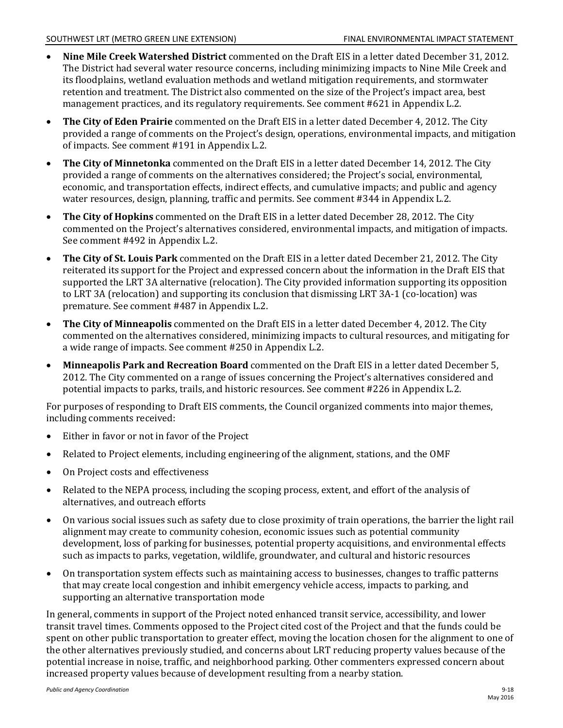- **Nine Mile Creek Watershed District** commented on the Draft EIS in a letter dated December 31, 2012. The District had several water resource concerns, including minimizing impacts to Nine Mile Creek and its floodplains, wetland evaluation methods and wetland mitigation requirements, and stormwater retention and treatment. The District also commented on the size of the Project's impact area, best management practices, and its regulatory requirements. See comment #621 in Appendix L.2.
- **The City of Eden Prairie** commented on the Draft EIS in a letter dated December 4, 2012. The City provided a range of comments on the Project's design, operations, environmental impacts, and mitigation of impacts. See comment #191 in Appendix L.2.
- **The City of Minnetonka** commented on the Draft EIS in a letter dated December 14, 2012. The City provided a range of comments on the alternatives considered; the Project's social, environmental, economic, and transportation effects, indirect effects, and cumulative impacts; and public and agency water resources, design, planning, traffic and permits. See comment #344 in Appendix L.2.
- **The City of Hopkins** commented on the Draft EIS in a letter dated December 28, 2012. The City commented on the Project's alternatives considered, environmental impacts, and mitigation of impacts. See comment #492 in Appendix L.2.
- **The City of St. Louis Park** commented on the Draft EIS in a letter dated December 21, 2012. The City reiterated its support for the Project and expressed concern about the information in the Draft EIS that supported the LRT 3A alternative (relocation). The City provided information supporting its opposition to LRT 3A (relocation) and supporting its conclusion that dismissing LRT 3A-1 (co-location) was premature. See comment #487 in Appendix L.2.
- **The City of Minneapolis** commented on the Draft EIS in a letter dated December 4, 2012. The City commented on the alternatives considered, minimizing impacts to cultural resources, and mitigating for a wide range of impacts. See comment #250 in Appendix L.2.
- **Minneapolis Park and Recreation Board** commented on the Draft EIS in a letter dated December 5, 2012. The City commented on a range of issues concerning the Project's alternatives considered and potential impacts to parks, trails, and historic resources. See comment #226 in Appendix L.2.

For purposes of responding to Draft EIS comments, the Council organized comments into major themes, including comments received:

- Either in favor or not in favor of the Project
- Related to Project elements, including engineering of the alignment, stations, and the OMF
- On Project costs and effectiveness
- Related to the NEPA process, including the scoping process, extent, and effort of the analysis of alternatives, and outreach efforts
- On various social issues such as safety due to close proximity of train operations, the barrier the light rail alignment may create to community cohesion, economic issues such as potential community development, loss of parking for businesses, potential property acquisitions, and environmental effects such as impacts to parks, vegetation, wildlife, groundwater, and cultural and historic resources
- On transportation system effects such as maintaining access to businesses, changes to traffic patterns that may create local congestion and inhibit emergency vehicle access, impacts to parking, and supporting an alternative transportation mode

In general, comments in support of the Project noted enhanced transit service, accessibility, and lower transit travel times. Comments opposed to the Project cited cost of the Project and that the funds could be spent on other public transportation to greater effect, moving the location chosen for the alignment to one of the other alternatives previously studied, and concerns about LRT reducing property values because of the potential increase in noise, traffic, and neighborhood parking. Other commenters expressed concern about increased property values because of development resulting from a nearby station.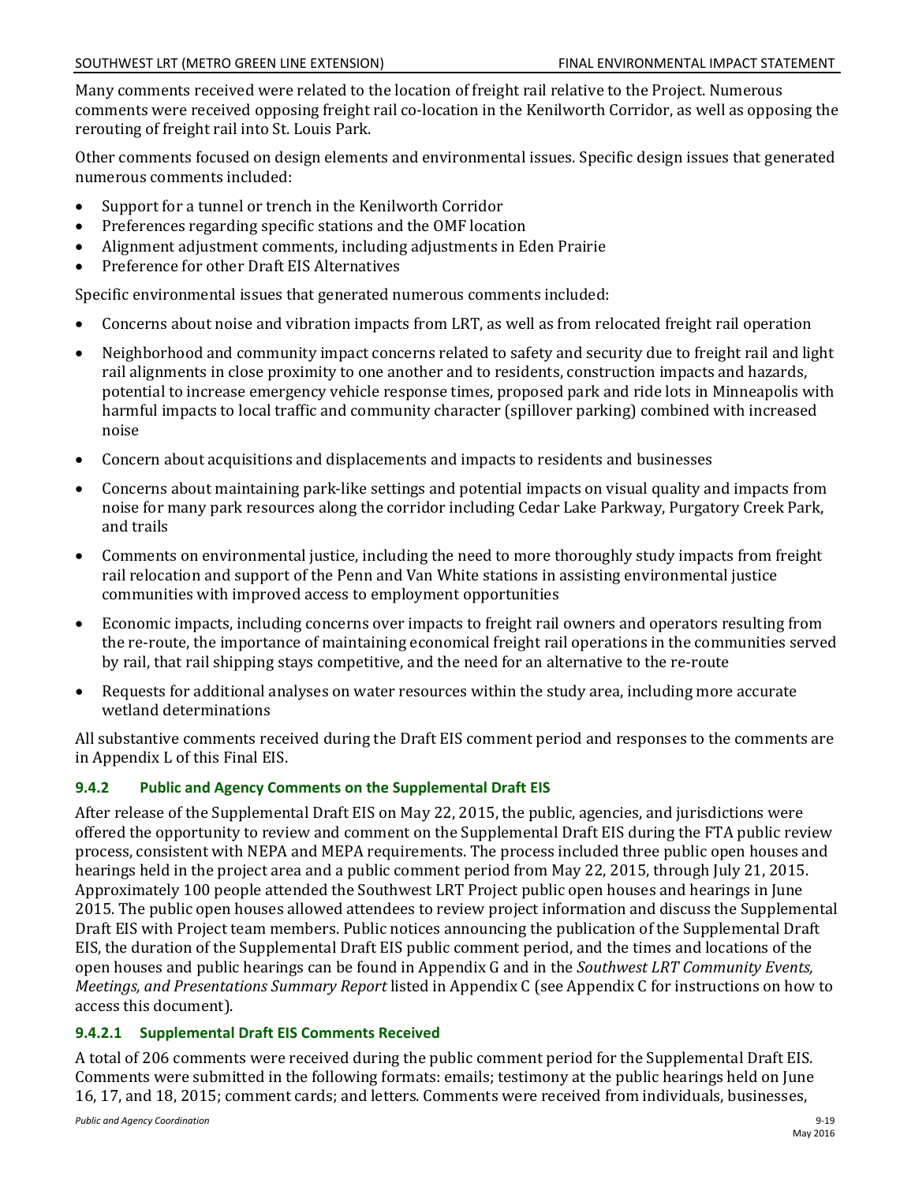Many comments received were related to the location of freight rail relative to the Project. Numerous comments were received opposing freight rail co-location in the Kenilworth Corridor, as well as opposing the rerouting of freight rail into St. Louis Park.

Other comments focused on design elements and environmental issues. Specific design issues that generated numerous comments included:

- Support for a tunnel or trench in the Kenilworth Corridor
- Preferences regarding specific stations and the OMF location
- Alignment adjustment comments, including adjustments in Eden Prairie
- Preference for other Draft EIS Alternatives

Specific environmental issues that generated numerous comments included:

- Concerns about noise and vibration impacts from LRT, as well as from relocated freight rail operation
- Neighborhood and community impact concerns related to safety and security due to freight rail and light rail alignments in close proximity to one another and to residents, construction impacts and hazards, potential to increase emergency vehicle response times, proposed park and ride lots in Minneapolis with harmful impacts to local traffic and community character (spillover parking) combined with increased noise
- Concern about acquisitions and displacements and impacts to residents and businesses
- Concerns about maintaining park-like settings and potential impacts on visual quality and impacts from noise for many park resources along the corridor including Cedar Lake Parkway, Purgatory Creek Park, and trails
- Comments on environmental justice, including the need to more thoroughly study impacts from freight rail relocation and support of the Penn and Van White stations in assisting environmental justice communities with improved access to employment opportunities
- Economic impacts, including concerns over impacts to freight rail owners and operators resulting from the re-route, the importance of maintaining economical freight rail operations in the communities served by rail, that rail shipping stays competitive, and the need for an alternative to the re-route
- Requests for additional analyses on water resources within the study area, including more accurate wetland determinations

All substantive comments received during the Draft EIS comment period and responses to the comments are in Appendix L of this Final EIS.

### 9.4.2 Public and Agency Comments on the Supplemental Draft EIS

After release of the Supplemental Draft EIS on May 22, 2015, the public, agencies, and jurisdictions were offered the opportunity to review and comment on the Supplemental Draft EIS during the FTA public review process, consistent with NEPA and MEPA requirements. The process included three public open houses and hearings held in the project area and a public comment period from May 22, 2015, through July 21, 2015. Approximately 100 people attended the Southwest LRT Project public open houses and hearings in June 2015. The public open houses allowed attendees to review project information and discuss the Supplemental Draft EIS with Project team members. Public notices announcing the publication of the Supplemental Draft EIS, the duration of the Supplemental Draft EIS public comment period, and the times and locations of the open houses and public hearings can be found in Appendix G and in the *Southwest LRT Community Events, Meetings, and Presentations Summary Report* listed in Appendix C (see Appendix C for instructions on how to access this document).

#### 9.4.2.1 Supplemental Draft EIS Comments Received

A total of 206 comments were received during the public comment period for the Supplemental Draft EIS. Comments were submitted in the following formats: emails; testimony at the public hearings held on June 16, 17, and 18, 2015; comment cards; and letters. Comments were received from individuals, businesses,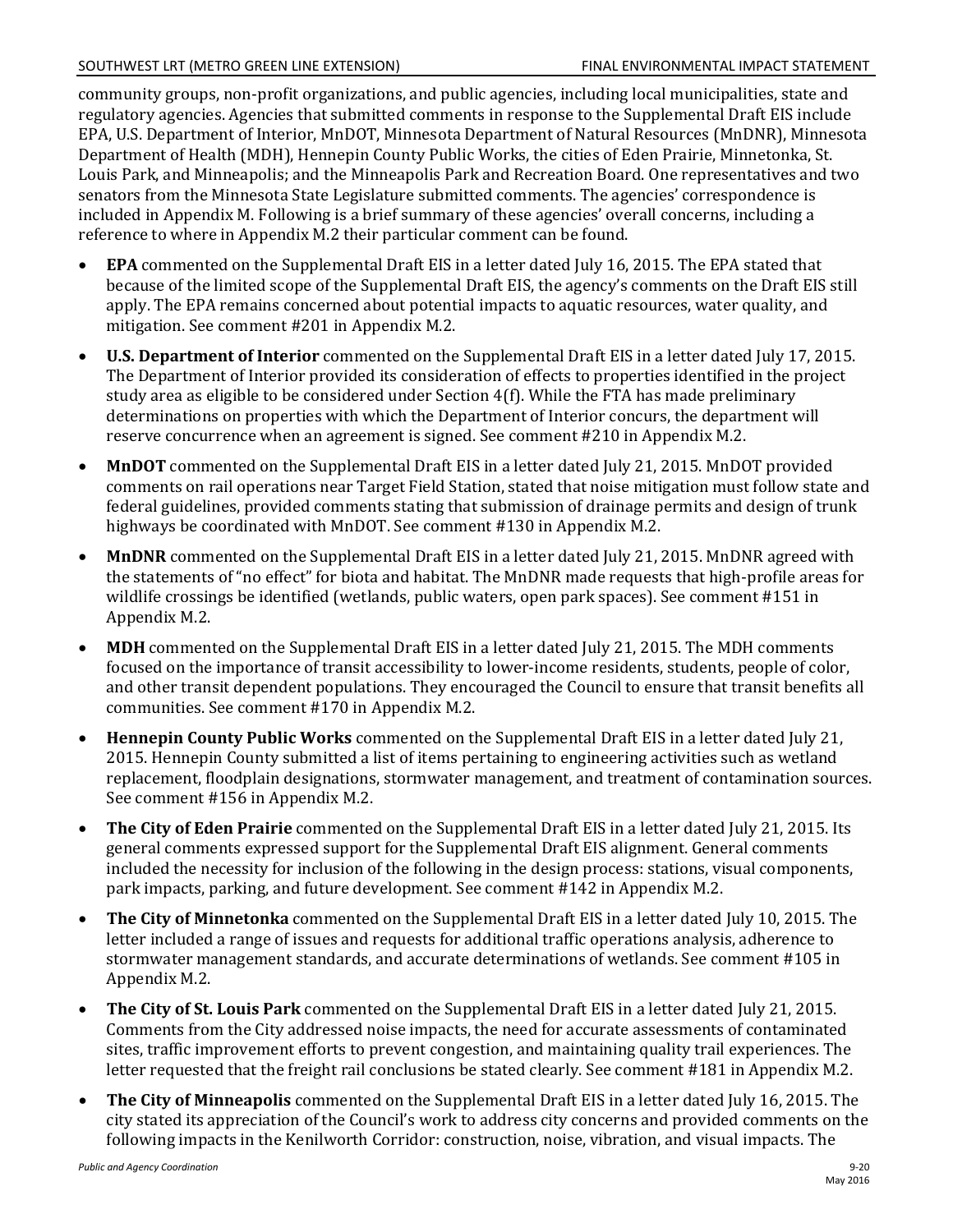community groups, non-profit organizations, and public agencies, including local municipalities, state and regulatory agencies. Agencies that submitted comments in response to the Supplemental Draft EIS include EPA, U.S. Department of Interior, MnDOT, Minnesota Department of Natural Resources (MnDNR), Minnesota Department of Health (MDH), Hennepin County Public Works, the cities of Eden Prairie, Minnetonka, St. Louis Park, and Minneapolis; and the Minneapolis Park and Recreation Board. One representatives and two senators from the Minnesota State Legislature submitted comments. The agencies' correspondence is included in Appendix M. Following is a brief summary of these agencies' overall concerns, including a reference to where in Appendix M.2 their particular comment can be found.

- **EPA** commented on the Supplemental Draft EIS in a letter dated July 16, 2015. The EPA stated that because of the limited scope of the Supplemental Draft EIS, the agency's comments on the Draft EIS still apply. The EPA remains concerned about potential impacts to aquatic resources, water quality, and mitigation. See comment #201 in Appendix M.2.
- **U.S. Department of Interior** commented on the Supplemental Draft EIS in a letter dated July 17, 2015. The Department of Interior provided its consideration of effects to properties identified in the project study area as eligible to be considered under Section 4(f). While the FTA has made preliminary determinations on properties with which the Department of Interior concurs, the department will reserve concurrence when an agreement is signed. See comment #210 in Appendix M.2.
- **MnDOT** commented on the Supplemental Draft EIS in a letter dated July 21, 2015. MnDOT provided comments on rail operations near Target Field Station, stated that noise mitigation must follow state and federal guidelines, provided comments stating that submission of drainage permits and design of trunk highways be coordinated with MnDOT. See comment #130 in Appendix M.2.
- **MnDNR** commented on the Supplemental Draft EIS in a letter dated July 21, 2015. MnDNR agreed with the statements of "no effect" for biota and habitat. The MnDNR made requests that high-profile areas for wildlife crossings be identified (wetlands, public waters, open park spaces). See comment #151 in Appendix M.2.
- **MDH** commented on the Supplemental Draft EIS in a letter dated July 21, 2015. The MDH comments focused on the importance of transit accessibility to lower-income residents, students, people of color, and other transit dependent populations. They encouraged the Council to ensure that transit benefits all communities. See comment #170 in Appendix M.2.
- **Hennepin County Public Works** commented on the Supplemental Draft EIS in a letter dated July 21, 2015. Hennepin County submitted a list of items pertaining to engineering activities such as wetland replacement, floodplain designations, stormwater management, and treatment of contamination sources. See comment #156 in Appendix M.2.
- **The City of Eden Prairie** commented on the Supplemental Draft EIS in a letter dated July 21, 2015. Its general comments expressed support for the Supplemental Draft EIS alignment. General comments included the necessity for inclusion of the following in the design process: stations, visual components, park impacts, parking, and future development. See comment #142 in Appendix M.2.
- **The City of Minnetonka** commented on the Supplemental Draft EIS in a letter dated July 10, 2015. The letter included a range of issues and requests for additional traffic operations analysis, adherence to stormwater management standards, and accurate determinations of wetlands. See comment #105 in Appendix M.2.
- **The City of St. Louis Park** commented on the Supplemental Draft EIS in a letter dated July 21, 2015. Comments from the City addressed noise impacts, the need for accurate assessments of contaminated sites, traffic improvement efforts to prevent congestion, and maintaining quality trail experiences. The letter requested that the freight rail conclusions be stated clearly. See comment #181 in Appendix M.2.
- **The City of Minneapolis** commented on the Supplemental Draft EIS in a letter dated July 16, 2015. The city stated its appreciation of the Council's work to address city concerns and provided comments on the following impacts in the Kenilworth Corridor: construction, noise, vibration, and visual impacts. The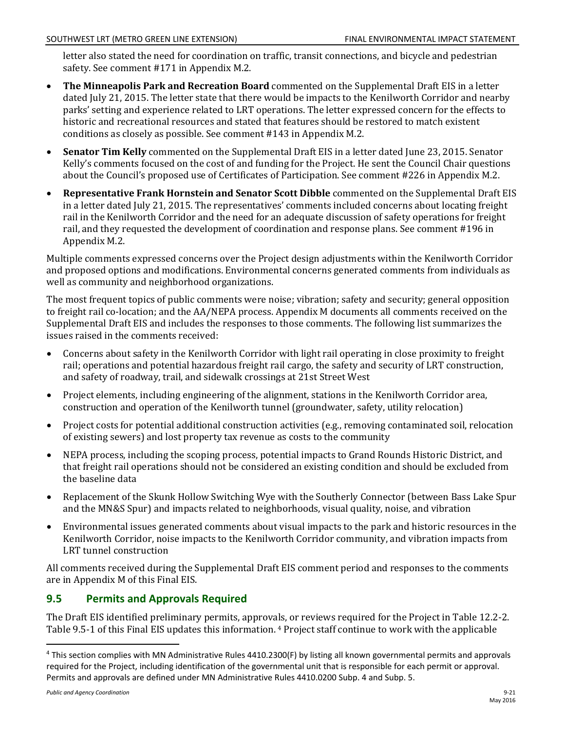letter also stated the need for coordination on traffic, transit connections, and bicycle and pedestrian safety. See comment #171 in Appendix M.2.

- **The Minneapolis Park and Recreation Board** commented on the Supplemental Draft EIS in a letter dated July 21, 2015. The letter state that there would be impacts to the Kenilworth Corridor and nearby parks' setting and experience related to LRT operations. The letter expressed concern for the effects to historic and recreational resources and stated that features should be restored to match existent conditions as closely as possible. See comment #143 in Appendix M.2.
- **Senator Tim Kelly** commented on the Supplemental Draft EIS in a letter dated June 23, 2015. Senator Kelly's comments focused on the cost of and funding for the Project. He sent the Council Chair questions about the Council's proposed use of Certificates of Participation. See comment #226 in Appendix M.2.
- **Representative Frank Hornstein and Senator Scott Dibble** commented on the Supplemental Draft EIS in a letter dated July 21, 2015. The representatives' comments included concerns about locating freight rail in the Kenilworth Corridor and the need for an adequate discussion of safety operations for freight rail, and they requested the development of coordination and response plans. See comment #196 in Appendix M.2.

Multiple comments expressed concerns over the Project design adjustments within the Kenilworth Corridor and proposed options and modifications. Environmental concerns generated comments from individuals as well as community and neighborhood organizations.

The most frequent topics of public comments were noise; vibration; safety and security; general opposition to freight rail co-location; and the AA/NEPA process. Appendix M documents all comments received on the Supplemental Draft EIS and includes the responses to those comments. The following list summarizes the issues raised in the comments received:

- Concerns about safety in the Kenilworth Corridor with light rail operating in close proximity to freight rail; operations and potential hazardous freight rail cargo, the safety and security of LRT construction, and safety of roadway, trail, and sidewalk crossings at 21st Street West
- Project elements, including engineering of the alignment, stations in the Kenilworth Corridor area, construction and operation of the Kenilworth tunnel (groundwater, safety, utility relocation)
- Project costs for potential additional construction activities (e.g., removing contaminated soil, relocation of existing sewers) and lost property tax revenue as costs to the community
- NEPA process, including the scoping process, potential impacts to Grand Rounds Historic District, and that freight rail operations should not be considered an existing condition and should be excluded from the baseline data
- Replacement of the Skunk Hollow Switching Wye with the Southerly Connector (between Bass Lake Spur and the MN&S Spur) and impacts related to neighborhoods, visual quality, noise, and vibration
- Environmental issues generated comments about visual impacts to the park and historic resources in the Kenilworth Corridor, noise impacts to the Kenilworth Corridor community, and vibration impacts from LRT tunnel construction

All comments received during the Supplemental Draft EIS comment period and responses to the comments are in Appendix M of this Final EIS.

## 9.5 Permits and Approvals Required

The Draft EIS identified preliminary permits, approvals, or reviews required for the Project in Table 12.2-2. Table 9.5-1 of this Final EIS updates this information. [4] Project staff continue to work with the applicable

[4] This section complies with MN Administrative Rules 4410.2300(F) by listing all known governmental permits and approvals required for the Project, including identification of the governmental unit that is responsible for each permit or approval. Permits and approvals are defined under MN Administrative Rules 4410.0200 Subp. 4 and Subp. 5.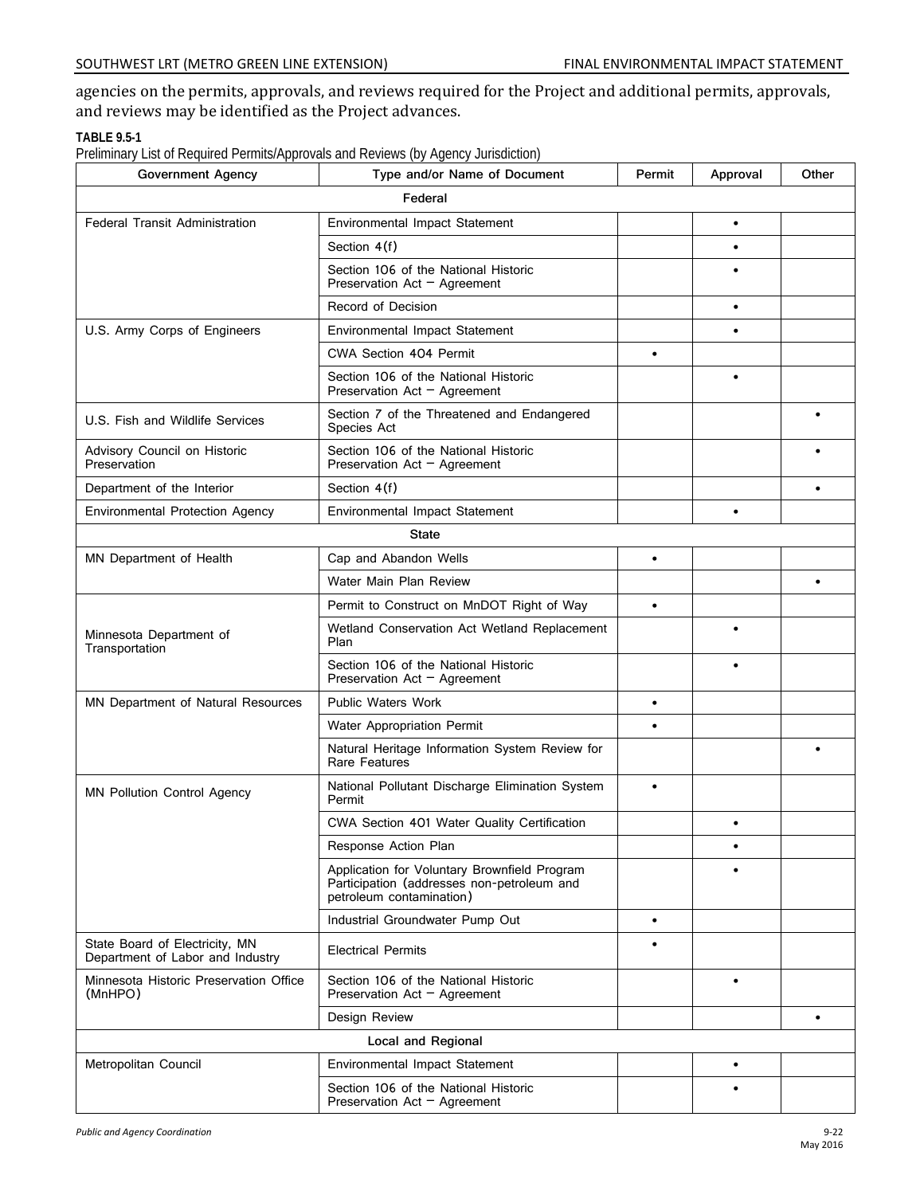agencies on the permits, approvals, and reviews required for the Project and additional permits, approvals, and reviews may be identified as the Project advances.

**TABLE 9.5-1**
Preliminary List of Required Permits/Approvals and Reviews (by Agency Jurisdiction)

| Government Agency | Type and/or Name of Document | Permit | Approval | Other |
|---|---|---|---|---|
| **Federal** | | | | |
| Federal Transit Administration | Environmental Impact Statement | | • | |
| | Section 4(f) | | • | |
| | Section 106 of the National Historic Preservation Act – Agreement | | • | |
| | Record of Decision | | • | |
| U.S. Army Corps of Engineers | Environmental Impact Statement | | • | |
| | CWA Section 404 Permit | • | | |
| | Section 106 of the National Historic Preservation Act – Agreement | | • | |
| U.S. Fish and Wildlife Services | Section 7 of the Threatened and Endangered Species Act | | | • |
| Advisory Council on Historic Preservation | Section 106 of the National Historic Preservation Act – Agreement | | | • |
| Department of the Interior | Section 4(f) | | | • |
| Environmental Protection Agency | Environmental Impact Statement | | • | |
| **State** | | | | |
| MN Department of Health | Cap and Abandon Wells | • | | |
| | Water Main Plan Review | | | • |
| Minnesota Department of Transportation | Permit to Construct on MnDOT Right of Way | • | | |
| | Wetland Conservation Act Wetland Replacement Plan | | • | |
| | Section 106 of the National Historic Preservation Act – Agreement | | • | |
| MN Department of Natural Resources | Public Waters Work | • | | |
| | Water Appropriation Permit | • | | |
| | Natural Heritage Information System Review for Rare Features | | | • |
| MN Pollution Control Agency | National Pollutant Discharge Elimination System Permit | • | | |
| | CWA Section 401 Water Quality Certification | | • | |
| | Response Action Plan | | • | |
| | Application for Voluntary Brownfield Program Participation (addresses non-petroleum and petroleum contamination) | | • | |
| | Industrial Groundwater Pump Out | • | | |
| State Board of Electricity, MN Department of Labor and Industry | Electrical Permits | • | | |
| Minnesota Historic Preservation Office (MnHPO) | Section 106 of the National Historic Preservation Act – Agreement | | • | |
| | Design Review | | | • |
| **Local and Regional** | | | | |
| Metropolitan Council | Environmental Impact Statement | | • | |
| | Section 106 of the National Historic Preservation Act – Agreement | | • | |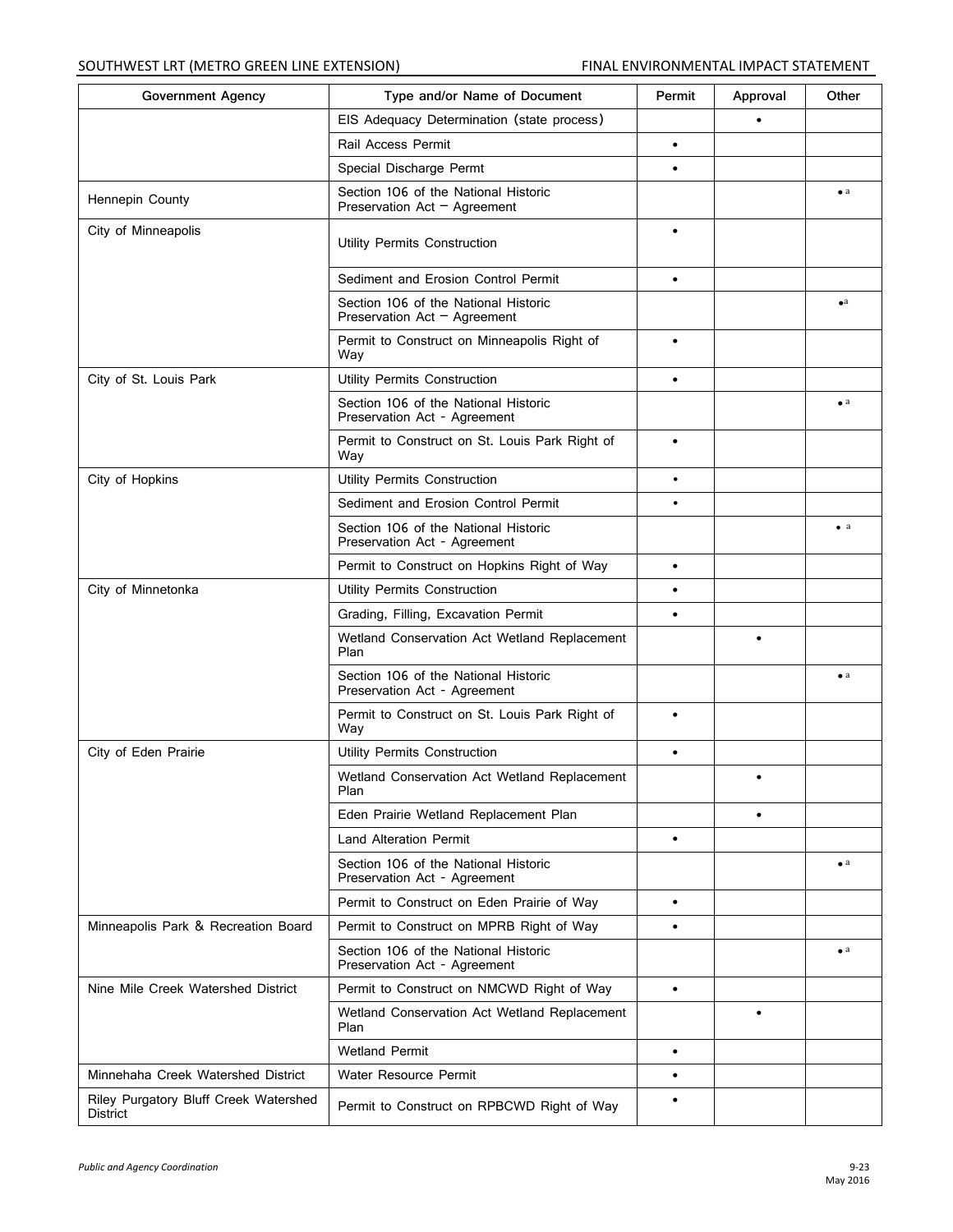| Government Agency | Type and/or Name of Document | Permit | Approval | Other |
|---|---|---|---|---|
| | EIS Adequacy Determination (state process) | | • | |
| | Rail Access Permit | • | | |
| | Special Discharge Permt | • | | |
| Hennepin County | Section 106 of the National Historic Preservation Act – Agreement | | | •[a] |
| City of Minneapolis | Utility Permits Construction | • | | |
| | Sediment and Erosion Control Permit | • | | |
| | Section 106 of the National Historic Preservation Act – Agreement | | | •[a] |
| | Permit to Construct on Minneapolis Right of Way | • | | |
| City of St. Louis Park | Utility Permits Construction | • | | |
| | Section 106 of the National Historic Preservation Act - Agreement | | | •[a] |
| | Permit to Construct on St. Louis Park Right of Way | • | | |
| City of Hopkins | Utility Permits Construction | • | | |
| | Sediment and Erosion Control Permit | • | | |
| | Section 106 of the National Historic Preservation Act - Agreement | | | •[a] |
| | Permit to Construct on Hopkins Right of Way | • | | |
| City of Minnetonka | Utility Permits Construction | • | | |
| | Grading, Filling, Excavation Permit | • | | |
| | Wetland Conservation Act Wetland Replacement Plan | | • | |
| | Section 106 of the National Historic Preservation Act - Agreement | | | •[a] |
| | Permit to Construct on St. Louis Park Right of Way | • | | |
| City of Eden Prairie | Utility Permits Construction | • | | |
| | Wetland Conservation Act Wetland Replacement Plan | | • | |
| | Eden Prairie Wetland Replacement Plan | | • | |
| | Land Alteration Permit | • | | |
| | Section 106 of the National Historic Preservation Act - Agreement | | | •[a] |
| | Permit to Construct on Eden Prairie of Way | • | | |
| Minneapolis Park & Recreation Board | Permit to Construct on MPRB Right of Way | • | | |
| | Section 106 of the National Historic Preservation Act - Agreement | | | •[a] |
| Nine Mile Creek Watershed District | Permit to Construct on NMCWD Right of Way | • | | |
| | Wetland Conservation Act Wetland Replacement Plan | | • | |
| | Wetland Permit | • | | |
| Minnehaha Creek Watershed District | Water Resource Permit | • | | |
| Riley Purgatory Bluff Creek Watershed District | Permit to Construct on RPBCWD Right of Way | • | | |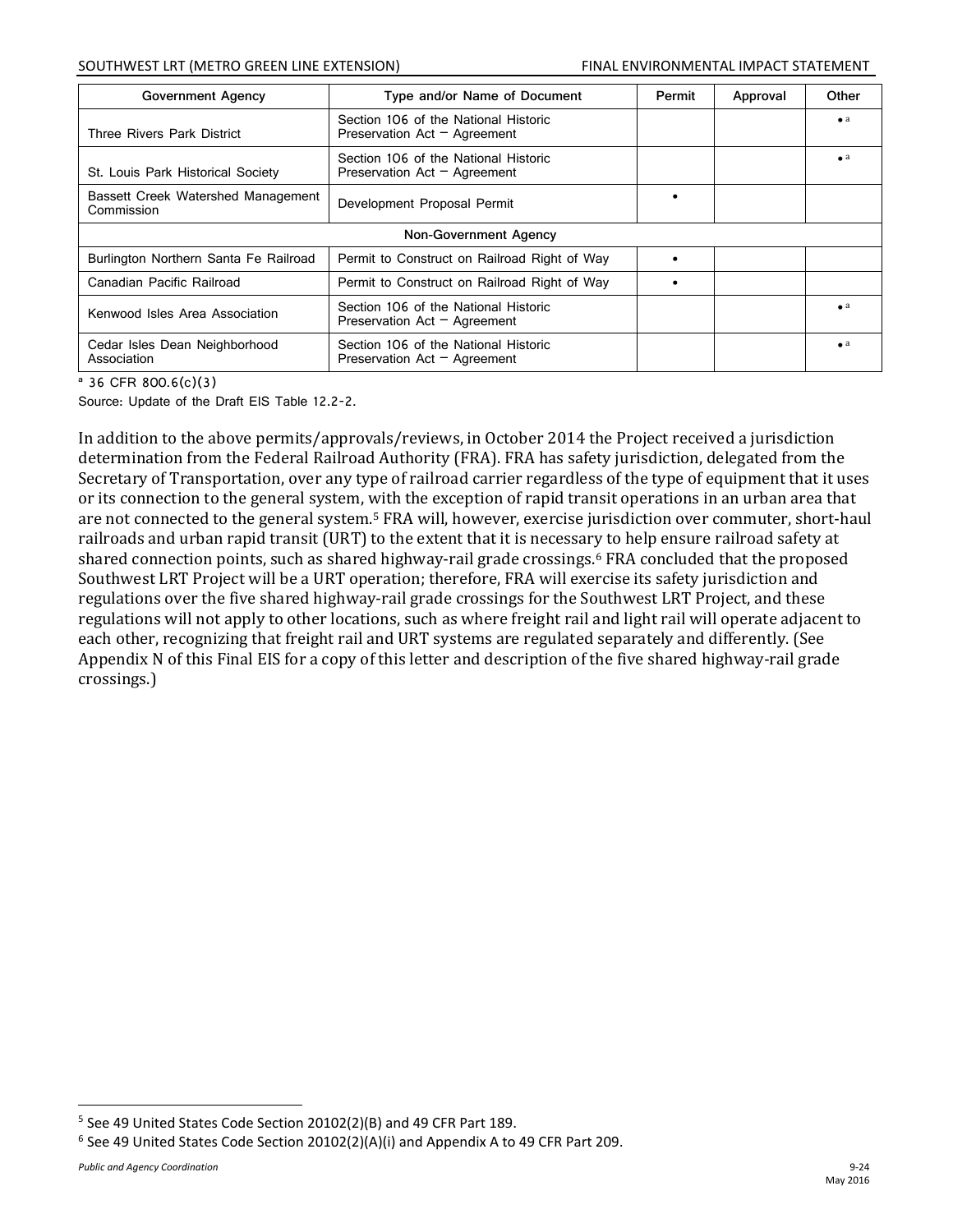| Government Agency | Type and/or Name of Document | Permit | Approval | Other |
|---|---|---|---|---|
| Three Rivers Park District | Section 106 of the National Historic Preservation Act – Agreement | | | • [a] |
| St. Louis Park Historical Society | Section 106 of the National Historic Preservation Act – Agreement | | | • [a] |
| Bassett Creek Watershed Management Commission | Development Proposal Permit | • | | |
| Non-Government Agency | | | | |
| Burlington Northern Santa Fe Railroad | Permit to Construct on Railroad Right of Way | • | | |
| Canadian Pacific Railroad | Permit to Construct on Railroad Right of Way | • | | |
| Kenwood Isles Area Association | Section 106 of the National Historic Preservation Act – Agreement | | | • [a] |
| Cedar Isles Dean Neighborhood Association | Section 106 of the National Historic Preservation Act – Agreement | | | • [a] |

[a] 36 CFR 800.6(c)(3)

Source: Update of the Draft EIS Table 12.2-2.

In addition to the above permits/approvals/reviews, in October 2014 the Project received a jurisdiction determination from the Federal Railroad Authority (FRA). FRA has safety jurisdiction, delegated from the Secretary of Transportation, over any type of railroad carrier regardless of the type of equipment that it uses or its connection to the general system, with the exception of rapid transit operations in an urban area that are not connected to the general system.[5] FRA will, however, exercise jurisdiction over commuter, short-haul railroads and urban rapid transit (URT) to the extent that it is necessary to help ensure railroad safety at shared connection points, such as shared highway-rail grade crossings.[6] FRA concluded that the proposed Southwest LRT Project will be a URT operation; therefore, FRA will exercise its safety jurisdiction and regulations over the five shared highway-rail grade crossings for the Southwest LRT Project, and these regulations will not apply to other locations, such as where freight rail and light rail will operate adjacent to each other, recognizing that freight rail and URT systems are regulated separately and differently. (See Appendix N of this Final EIS for a copy of this letter and description of the five shared highway-rail grade crossings.)

[5] See 49 United States Code Section 20102(2)(B) and 49 CFR Part 189.

[6] See 49 United States Code Section 20102(2)(A)(i) and Appendix A to 49 CFR Part 209.